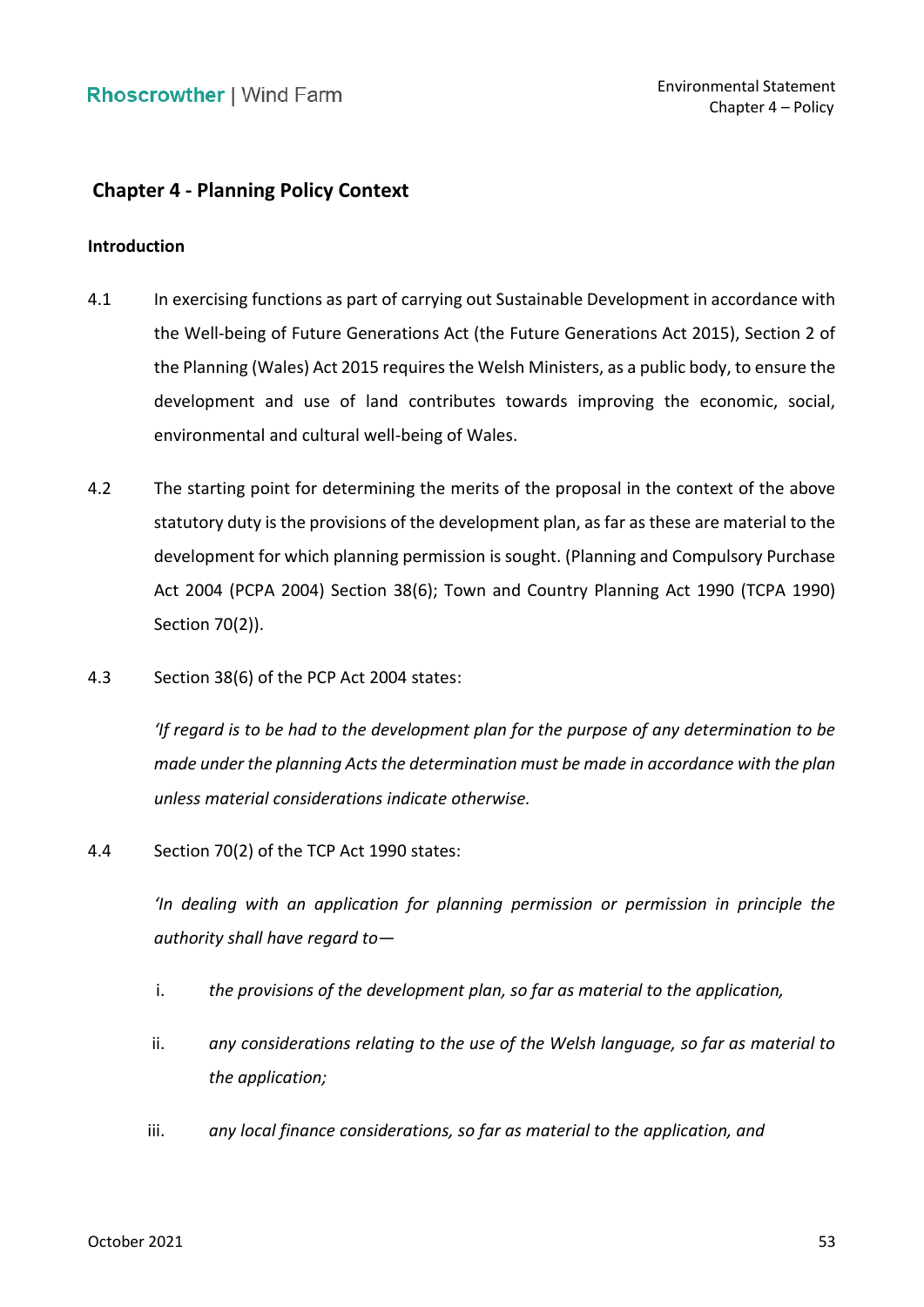## Chapter 4 - Planning Policy Context

### Introduction

4.1 In exercising functions as part of carrying out Sustainable Development in accordance with the Well-being of Future Generations Act (the Future Generations Act 2015), Section 2 of the Planning (Wales) Act 2015 requires the Welsh Ministers, as a public body, to ensure the development and use of land contributes towards improving the economic, social, environmental and cultural well-being of Wales.

4.2 The starting point for determining the merits of the proposal in the context of the above statutory duty is the provisions of the development plan, as far as these are material to the development for which planning permission is sought. (Planning and Compulsory Purchase Act 2004 (PCPA 2004) Section 38(6); Town and Country Planning Act 1990 (TCPA 1990) Section 70(2)).

4.3 Section 38(6) of the PCP Act 2004 states:

*'If regard is to be had to the development plan for the purpose of any determination to be made under the planning Acts the determination must be made in accordance with the plan unless material considerations indicate otherwise.*

4.4 Section 70(2) of the TCP Act 1990 states:

*'In dealing with an application for planning permission or permission in principle the authority shall have regard to—*

i. *the provisions of the development plan, so far as material to the application,*

ii. *any considerations relating to the use of the Welsh language, so far as material to the application;*

iii. *any local finance considerations, so far as material to the application, and*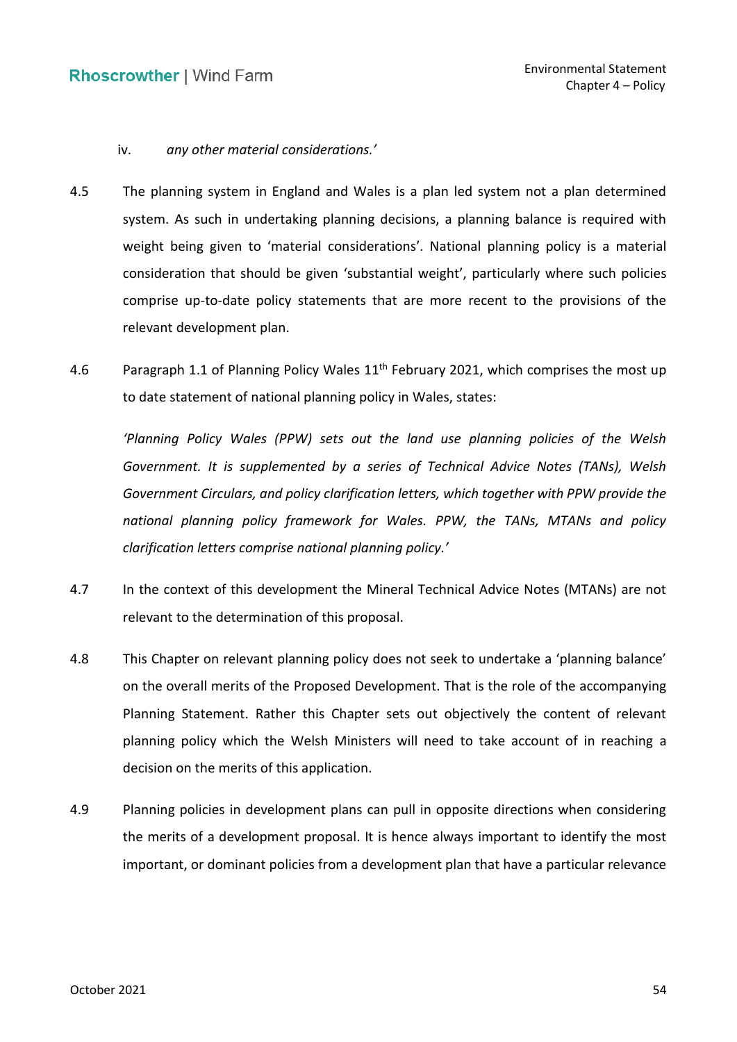iv. *any other material considerations.'*

4.5 The planning system in England and Wales is a plan led system not a plan determined system. As such in undertaking planning decisions, a planning balance is required with weight being given to 'material considerations'. National planning policy is a material consideration that should be given 'substantial weight', particularly where such policies comprise up-to-date policy statements that are more recent to the provisions of the relevant development plan.

4.6 Paragraph 1.1 of Planning Policy Wales 11th February 2021, which comprises the most up to date statement of national planning policy in Wales, states:

*'Planning Policy Wales (PPW) sets out the land use planning policies of the Welsh Government. It is supplemented by a series of Technical Advice Notes (TANs), Welsh Government Circulars, and policy clarification letters, which together with PPW provide the national planning policy framework for Wales. PPW, the TANs, MTANs and policy clarification letters comprise national planning policy.'*

4.7 In the context of this development the Mineral Technical Advice Notes (MTANs) are not relevant to the determination of this proposal.

4.8 This Chapter on relevant planning policy does not seek to undertake a 'planning balance' on the overall merits of the Proposed Development. That is the role of the accompanying Planning Statement. Rather this Chapter sets out objectively the content of relevant planning policy which the Welsh Ministers will need to take account of in reaching a decision on the merits of this application.

4.9 Planning policies in development plans can pull in opposite directions when considering the merits of a development proposal. It is hence always important to identify the most important, or dominant policies from a development plan that have a particular relevance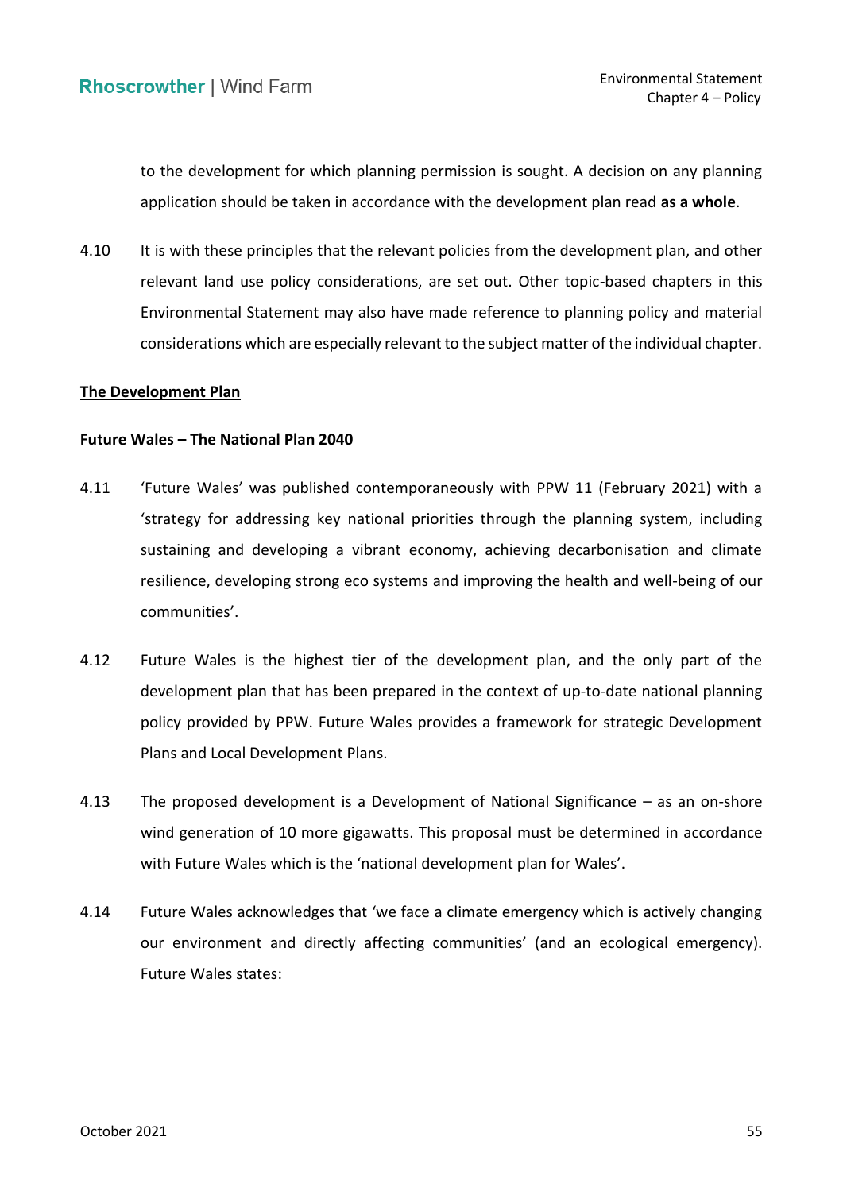to the development for which planning permission is sought. A decision on any planning application should be taken in accordance with the development plan read **as a whole**.

4.10 It is with these principles that the relevant policies from the development plan, and other relevant land use policy considerations, are set out. Other topic-based chapters in this Environmental Statement may also have made reference to planning policy and material considerations which are especially relevant to the subject matter of the individual chapter.

## The Development Plan

### Future Wales – The National Plan 2040

4.11 'Future Wales' was published contemporaneously with PPW 11 (February 2021) with a 'strategy for addressing key national priorities through the planning system, including sustaining and developing a vibrant economy, achieving decarbonisation and climate resilience, developing strong eco systems and improving the health and well-being of our communities'.

4.12 Future Wales is the highest tier of the development plan, and the only part of the development plan that has been prepared in the context of up-to-date national planning policy provided by PPW. Future Wales provides a framework for strategic Development Plans and Local Development Plans.

4.13 The proposed development is a Development of National Significance – as an on-shore wind generation of 10 more gigawatts. This proposal must be determined in accordance with Future Wales which is the 'national development plan for Wales'.

4.14 Future Wales acknowledges that 'we face a climate emergency which is actively changing our environment and directly affecting communities' (and an ecological emergency). Future Wales states: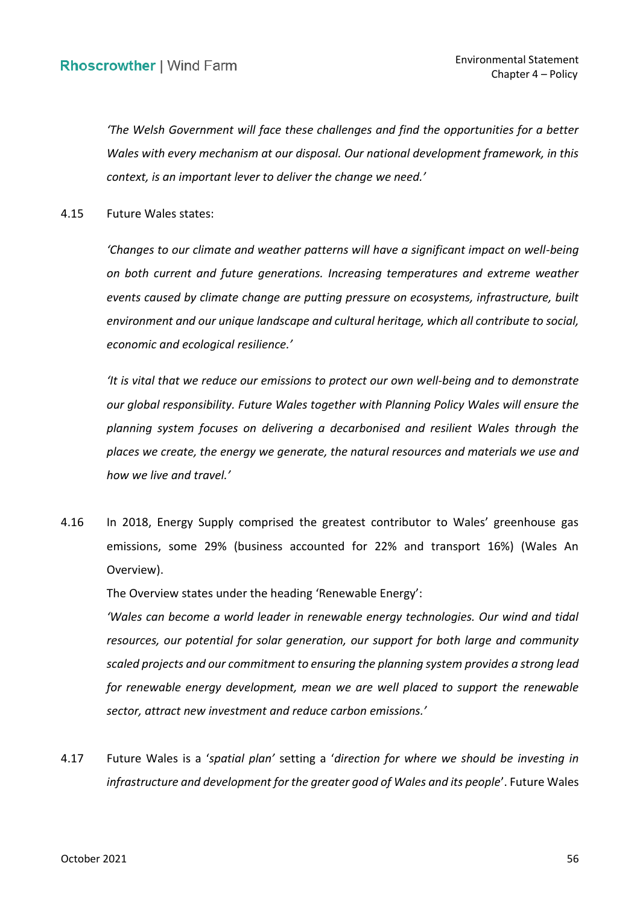*'The Welsh Government will face these challenges and find the opportunities for a better Wales with every mechanism at our disposal. Our national development framework, in this context, is an important lever to deliver the change we need.'*

4.15 Future Wales states:

*'Changes to our climate and weather patterns will have a significant impact on well-being on both current and future generations. Increasing temperatures and extreme weather events caused by climate change are putting pressure on ecosystems, infrastructure, built environment and our unique landscape and cultural heritage, which all contribute to social, economic and ecological resilience.'*

*'It is vital that we reduce our emissions to protect our own well-being and to demonstrate our global responsibility. Future Wales together with Planning Policy Wales will ensure the planning system focuses on delivering a decarbonised and resilient Wales through the places we create, the energy we generate, the natural resources and materials we use and how we live and travel.'*

4.16 In 2018, Energy Supply comprised the greatest contributor to Wales' greenhouse gas emissions, some 29% (business accounted for 22% and transport 16%) (Wales An Overview).

The Overview states under the heading 'Renewable Energy':

*'Wales can become a world leader in renewable energy technologies. Our wind and tidal resources, our potential for solar generation, our support for both large and community scaled projects and our commitment to ensuring the planning system provides a strong lead for renewable energy development, mean we are well placed to support the renewable sector, attract new investment and reduce carbon emissions.'*

4.17 Future Wales is a '*spatial plan*' setting a '*direction for where we should be investing in infrastructure and development for the greater good of Wales and its people*'. Future Wales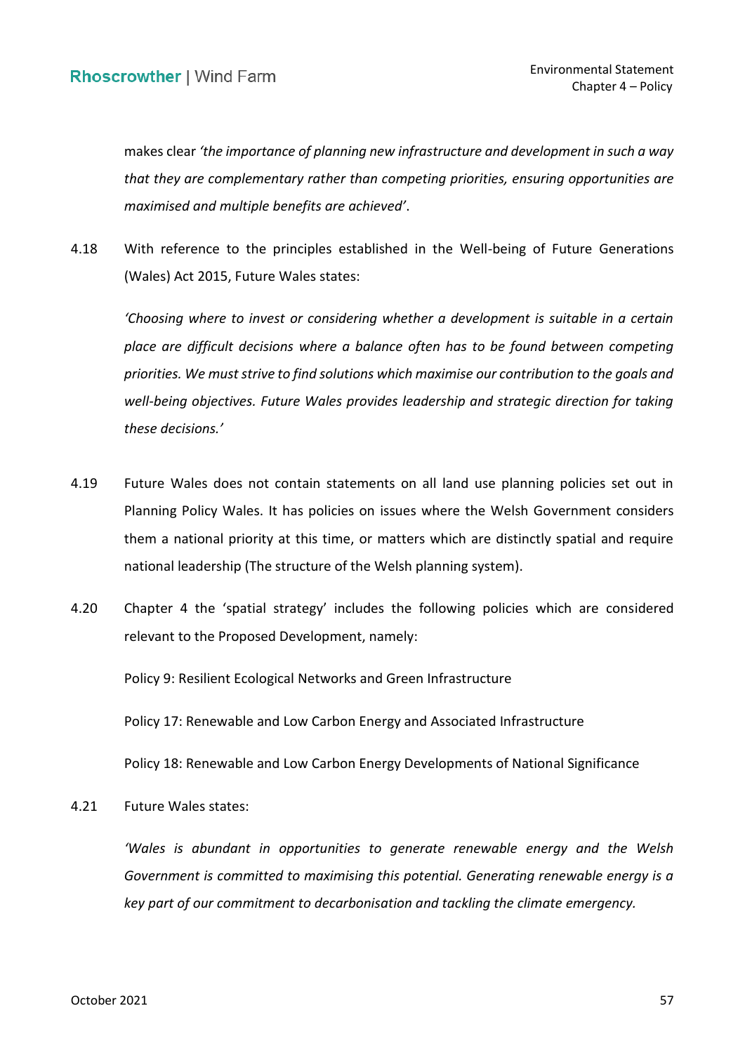makes clear *'the importance of planning new infrastructure and development in such a way that they are complementary rather than competing priorities, ensuring opportunities are maximised and multiple benefits are achieved'*.

4.18 With reference to the principles established in the Well-being of Future Generations (Wales) Act 2015, Future Wales states:

*'Choosing where to invest or considering whether a development is suitable in a certain place are difficult decisions where a balance often has to be found between competing priorities. We must strive to find solutions which maximise our contribution to the goals and well-being objectives. Future Wales provides leadership and strategic direction for taking these decisions.'*

4.19 Future Wales does not contain statements on all land use planning policies set out in Planning Policy Wales. It has policies on issues where the Welsh Government considers them a national priority at this time, or matters which are distinctly spatial and require national leadership (The structure of the Welsh planning system).

4.20 Chapter 4 the 'spatial strategy' includes the following policies which are considered relevant to the Proposed Development, namely:

Policy 9: Resilient Ecological Networks and Green Infrastructure

Policy 17: Renewable and Low Carbon Energy and Associated Infrastructure

Policy 18: Renewable and Low Carbon Energy Developments of National Significance

4.21 Future Wales states:

*'Wales is abundant in opportunities to generate renewable energy and the Welsh Government is committed to maximising this potential. Generating renewable energy is a key part of our commitment to decarbonisation and tackling the climate emergency.*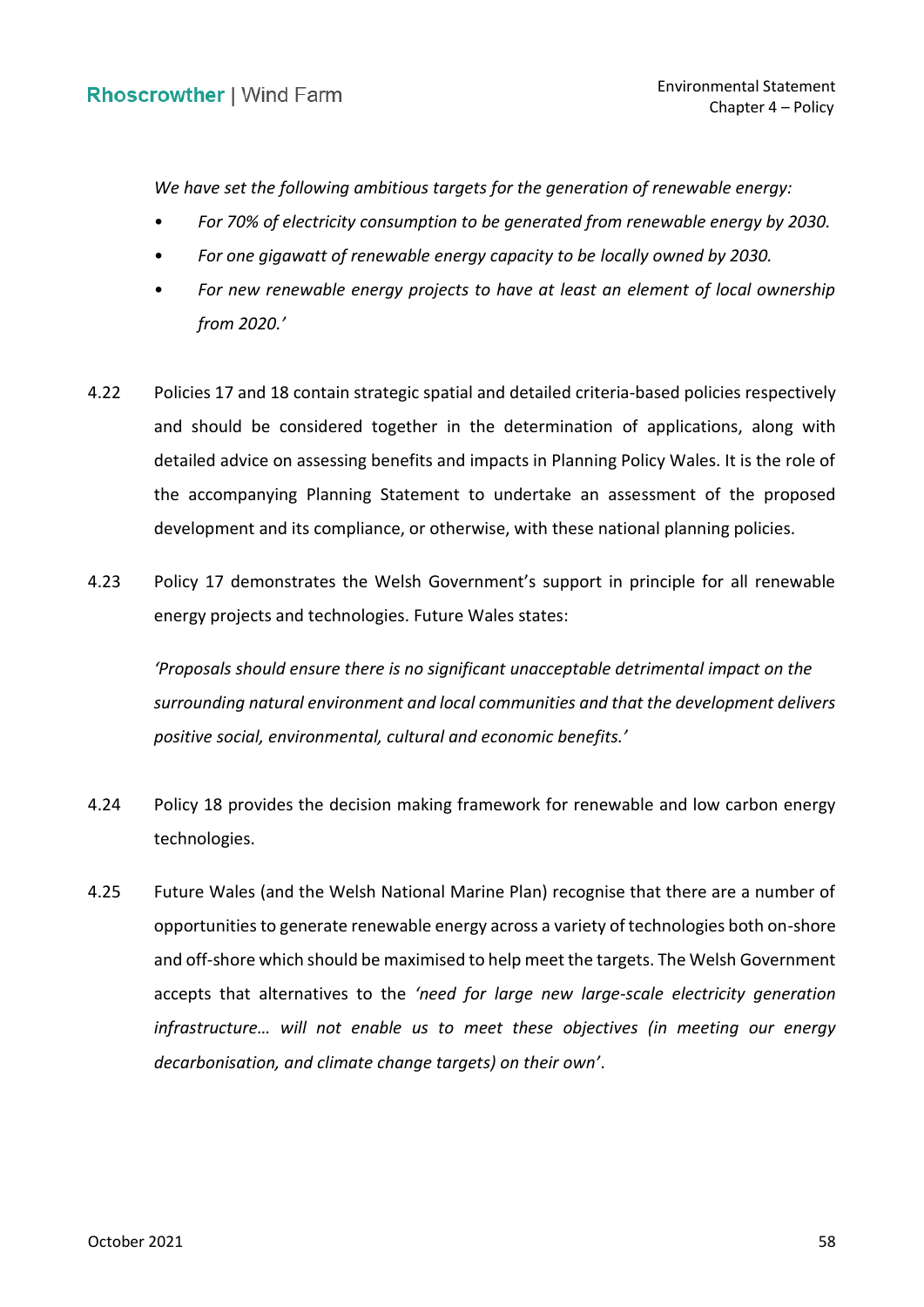*We have set the following ambitious targets for the generation of renewable energy:*

- *For 70% of electricity consumption to be generated from renewable energy by 2030.*
- *For one gigawatt of renewable energy capacity to be locally owned by 2030.*
- *For new renewable energy projects to have at least an element of local ownership from 2020.'*

4.22 Policies 17 and 18 contain strategic spatial and detailed criteria-based policies respectively and should be considered together in the determination of applications, along with detailed advice on assessing benefits and impacts in Planning Policy Wales. It is the role of the accompanying Planning Statement to undertake an assessment of the proposed development and its compliance, or otherwise, with these national planning policies.

4.23 Policy 17 demonstrates the Welsh Government's support in principle for all renewable energy projects and technologies. Future Wales states:

*'Proposals should ensure there is no significant unacceptable detrimental impact on the surrounding natural environment and local communities and that the development delivers positive social, environmental, cultural and economic benefits.'*

4.24 Policy 18 provides the decision making framework for renewable and low carbon energy technologies.

4.25 Future Wales (and the Welsh National Marine Plan) recognise that there are a number of opportunities to generate renewable energy across a variety of technologies both on-shore and off-shore which should be maximised to help meet the targets. The Welsh Government accepts that alternatives to the *'need for large new large-scale electricity generation infrastructure… will not enable us to meet these objectives (in meeting our energy decarbonisation, and climate change targets) on their own'*.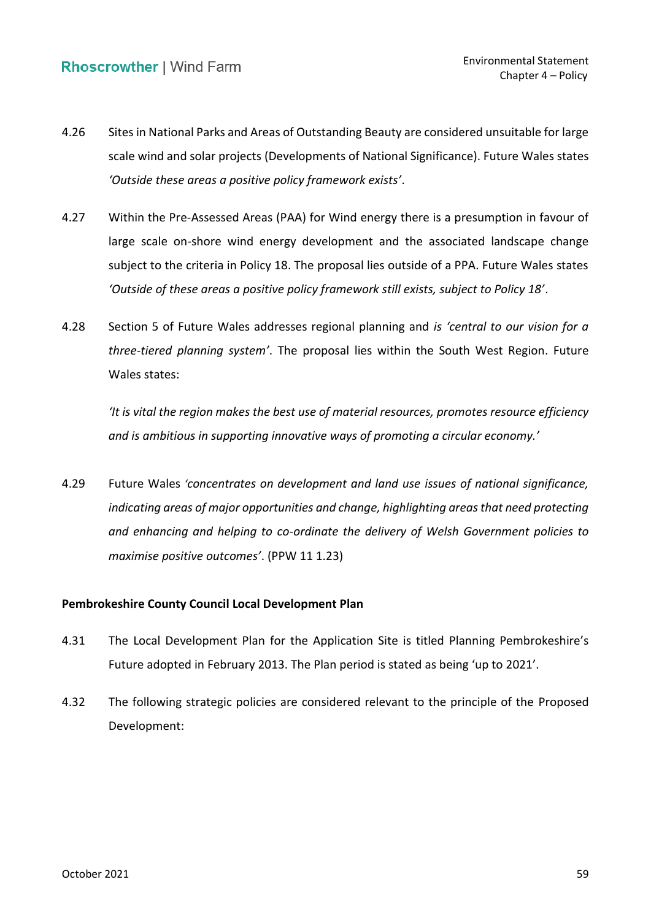4.26 Sites in National Parks and Areas of Outstanding Beauty are considered unsuitable for large scale wind and solar projects (Developments of National Significance). Future Wales states *'Outside these areas a positive policy framework exists'*.

4.27 Within the Pre-Assessed Areas (PAA) for Wind energy there is a presumption in favour of large scale on-shore wind energy development and the associated landscape change subject to the criteria in Policy 18. The proposal lies outside of a PPA. Future Wales states *'Outside of these areas a positive policy framework still exists, subject to Policy 18'*.

4.28 Section 5 of Future Wales addresses regional planning and *is 'central to our vision for a three-tiered planning system'*. The proposal lies within the South West Region. Future Wales states:

> *'It is vital the region makes the best use of material resources, promotes resource efficiency and is ambitious in supporting innovative ways of promoting a circular economy.'*

4.29 Future Wales *'concentrates on development and land use issues of national significance, indicating areas of major opportunities and change, highlighting areas that need protecting and enhancing and helping to co-ordinate the delivery of Welsh Government policies to maximise positive outcomes'*. (PPW 11 1.23)

**Pembrokeshire County Council Local Development Plan**

4.31 The Local Development Plan for the Application Site is titled Planning Pembrokeshire's Future adopted in February 2013. The Plan period is stated as being 'up to 2021'.

4.32 The following strategic policies are considered relevant to the principle of the Proposed Development: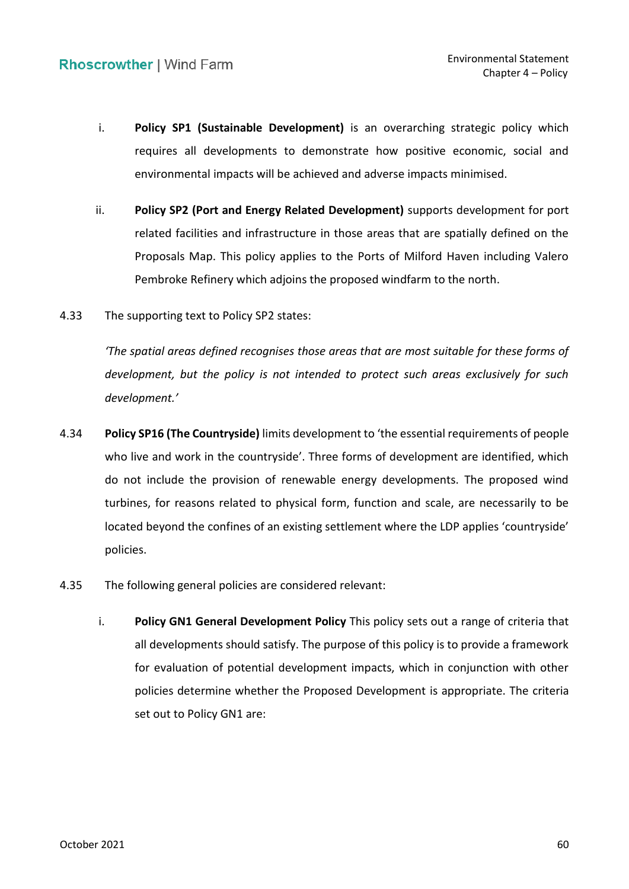i. **Policy SP1 (Sustainable Development)** is an overarching strategic policy which requires all developments to demonstrate how positive economic, social and environmental impacts will be achieved and adverse impacts minimised.

ii. **Policy SP2 (Port and Energy Related Development)** supports development for port related facilities and infrastructure in those areas that are spatially defined on the Proposals Map. This policy applies to the Ports of Milford Haven including Valero Pembroke Refinery which adjoins the proposed windfarm to the north.

4.33 The supporting text to Policy SP2 states:

*'The spatial areas defined recognises those areas that are most suitable for these forms of development, but the policy is not intended to protect such areas exclusively for such development.'*

4.34 **Policy SP16 (The Countryside)** limits development to 'the essential requirements of people who live and work in the countryside'. Three forms of development are identified, which do not include the provision of renewable energy developments. The proposed wind turbines, for reasons related to physical form, function and scale, are necessarily to be located beyond the confines of an existing settlement where the LDP applies 'countryside' policies.

4.35 The following general policies are considered relevant:

i. **Policy GN1 General Development Policy** This policy sets out a range of criteria that all developments should satisfy. The purpose of this policy is to provide a framework for evaluation of potential development impacts, which in conjunction with other policies determine whether the Proposed Development is appropriate. The criteria set out to Policy GN1 are: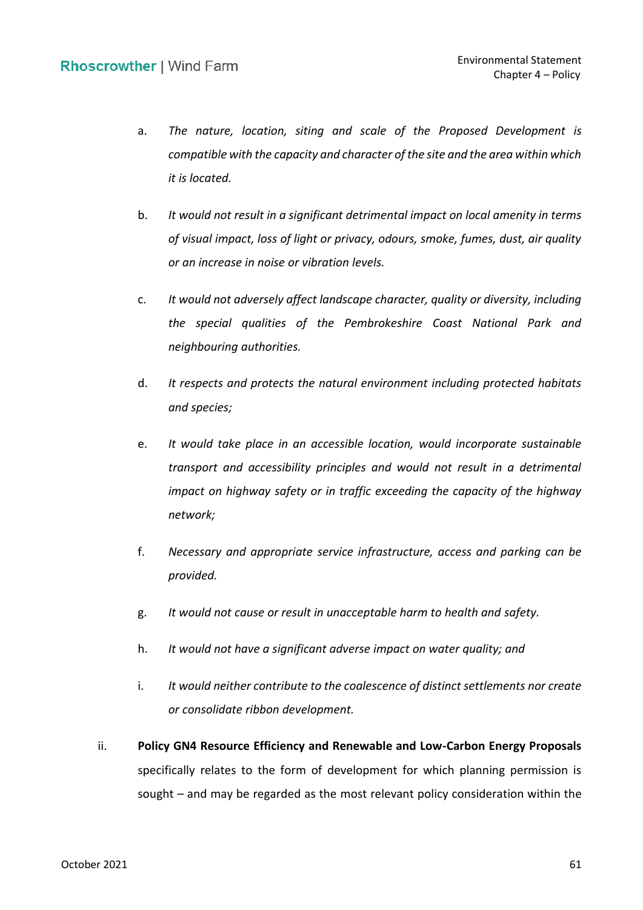a. *The nature, location, siting and scale of the Proposed Development is compatible with the capacity and character of the site and the area within which it is located.*

b. *It would not result in a significant detrimental impact on local amenity in terms of visual impact, loss of light or privacy, odours, smoke, fumes, dust, air quality or an increase in noise or vibration levels.*

c. *It would not adversely affect landscape character, quality or diversity, including the special qualities of the Pembrokeshire Coast National Park and neighbouring authorities.*

d. *It respects and protects the natural environment including protected habitats and species;*

e. *It would take place in an accessible location, would incorporate sustainable transport and accessibility principles and would not result in a detrimental impact on highway safety or in traffic exceeding the capacity of the highway network;*

f. *Necessary and appropriate service infrastructure, access and parking can be provided.*

g. *It would not cause or result in unacceptable harm to health and safety.*

h. *It would not have a significant adverse impact on water quality; and*

i. *It would neither contribute to the coalescence of distinct settlements nor create or consolidate ribbon development.*

ii. **Policy GN4 Resource Efficiency and Renewable and Low-Carbon Energy Proposals** specifically relates to the form of development for which planning permission is sought – and may be regarded as the most relevant policy consideration within the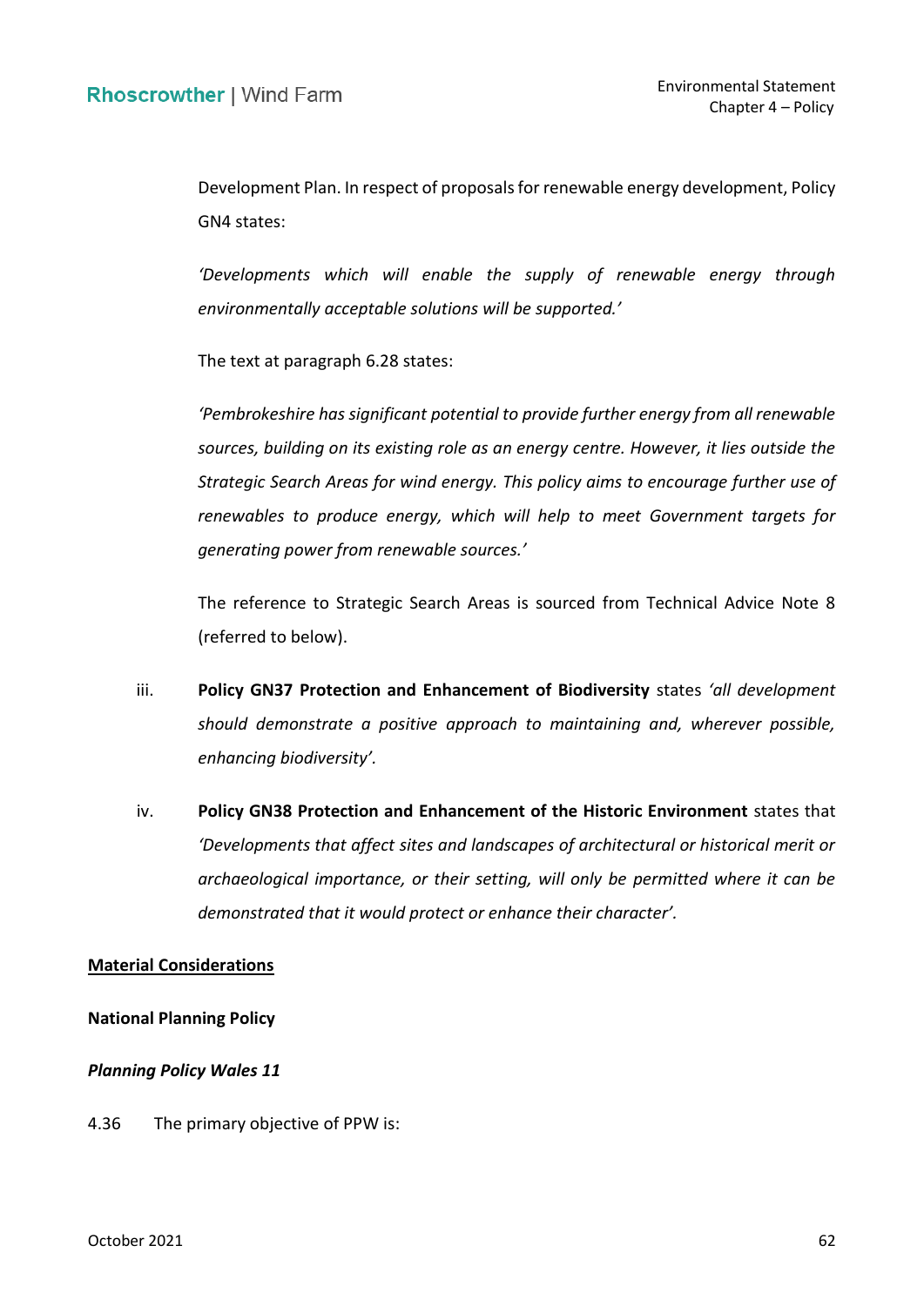Development Plan. In respect of proposals for renewable energy development, Policy GN4 states:

*'Developments which will enable the supply of renewable energy through environmentally acceptable solutions will be supported.'*

The text at paragraph 6.28 states:

*'Pembrokeshire has significant potential to provide further energy from all renewable sources, building on its existing role as an energy centre. However, it lies outside the Strategic Search Areas for wind energy. This policy aims to encourage further use of renewables to produce energy, which will help to meet Government targets for generating power from renewable sources.'*

The reference to Strategic Search Areas is sourced from Technical Advice Note 8 (referred to below).

iii. **Policy GN37 Protection and Enhancement of Biodiversity** states *'all development should demonstrate a positive approach to maintaining and, wherever possible, enhancing biodiversity'.*

iv. **Policy GN38 Protection and Enhancement of the Historic Environment** states that *'Developments that affect sites and landscapes of architectural or historical merit or archaeological importance, or their setting, will only be permitted where it can be demonstrated that it would protect or enhance their character'.*

<u>**Material Considerations**</u>

**National Planning Policy**

***Planning Policy Wales 11***

4.36 The primary objective of PPW is: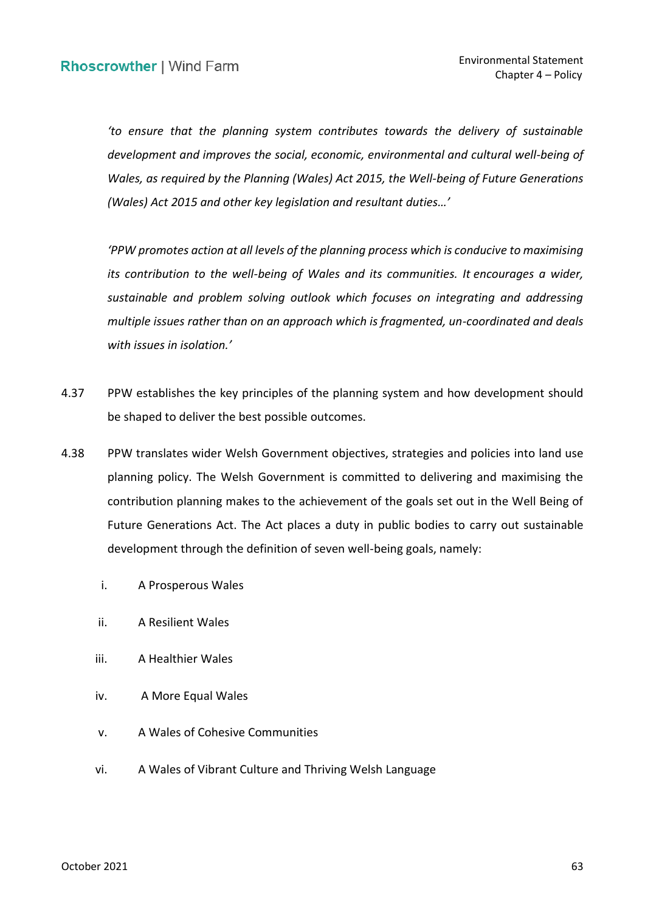*'to ensure that the planning system contributes towards the delivery of sustainable development and improves the social, economic, environmental and cultural well-being of Wales, as required by the Planning (Wales) Act 2015, the Well-being of Future Generations (Wales) Act 2015 and other key legislation and resultant duties…'*

*'PPW promotes action at all levels of the planning process which is conducive to maximising its contribution to the well-being of Wales and its communities. It encourages a wider, sustainable and problem solving outlook which focuses on integrating and addressing multiple issues rather than on an approach which is fragmented, un-coordinated and deals with issues in isolation.'*

4.37 PPW establishes the key principles of the planning system and how development should be shaped to deliver the best possible outcomes.

4.38 PPW translates wider Welsh Government objectives, strategies and policies into land use planning policy. The Welsh Government is committed to delivering and maximising the contribution planning makes to the achievement of the goals set out in the Well Being of Future Generations Act. The Act places a duty in public bodies to carry out sustainable development through the definition of seven well-being goals, namely:

i. A Prosperous Wales

ii. A Resilient Wales

iii. A Healthier Wales

iv. A More Equal Wales

v. A Wales of Cohesive Communities

vi. A Wales of Vibrant Culture and Thriving Welsh Language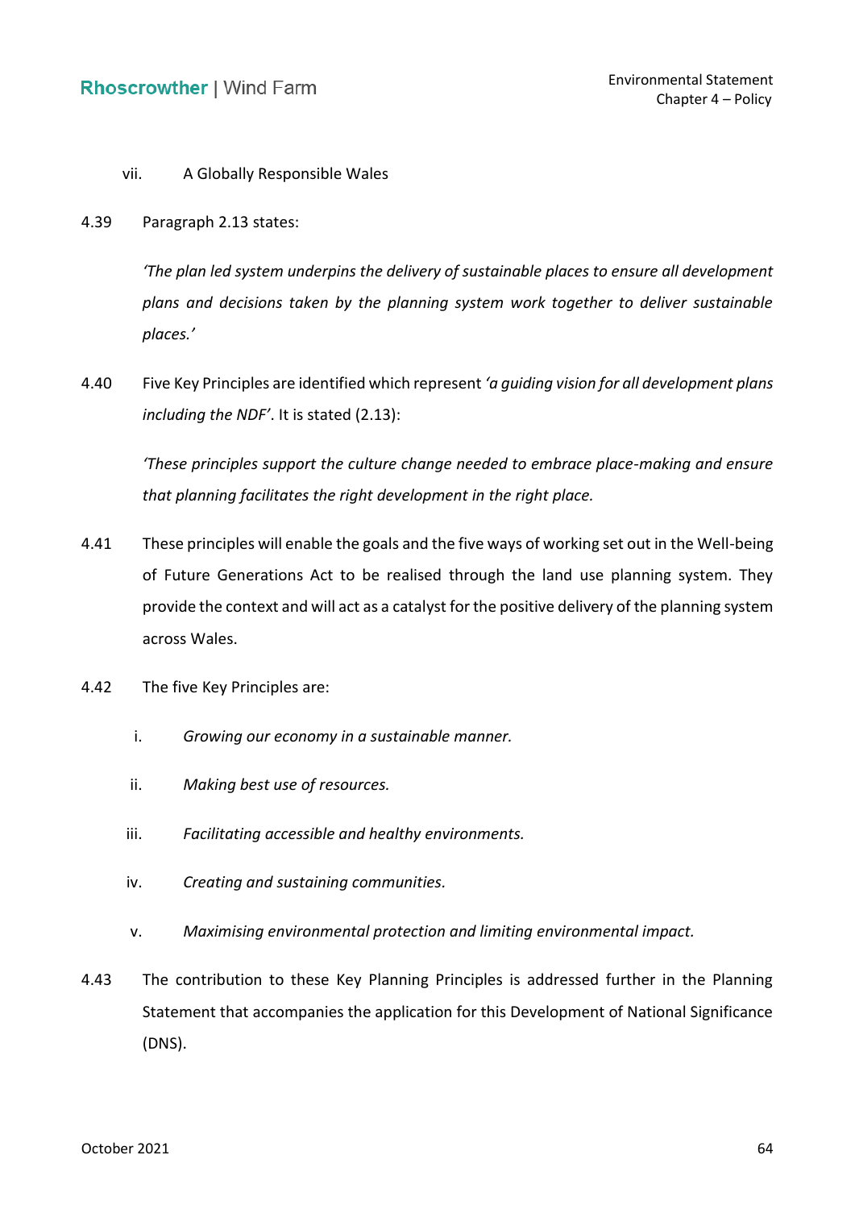vii. A Globally Responsible Wales

4.39 Paragraph 2.13 states:

> *'The plan led system underpins the delivery of sustainable places to ensure all development plans and decisions taken by the planning system work together to deliver sustainable places.'*

4.40 Five Key Principles are identified which represent *'a guiding vision for all development plans including the NDF'*. It is stated (2.13):

> *'These principles support the culture change needed to embrace place-making and ensure that planning facilitates the right development in the right place.*

4.41 These principles will enable the goals and the five ways of working set out in the Well-being of Future Generations Act to be realised through the land use planning system. They provide the context and will act as a catalyst for the positive delivery of the planning system across Wales.

4.42 The five Key Principles are:

i. *Growing our economy in a sustainable manner.*

ii. *Making best use of resources.*

iii. *Facilitating accessible and healthy environments.*

iv. *Creating and sustaining communities.*

v. *Maximising environmental protection and limiting environmental impact.*

4.43 The contribution to these Key Planning Principles is addressed further in the Planning Statement that accompanies the application for this Development of National Significance (DNS).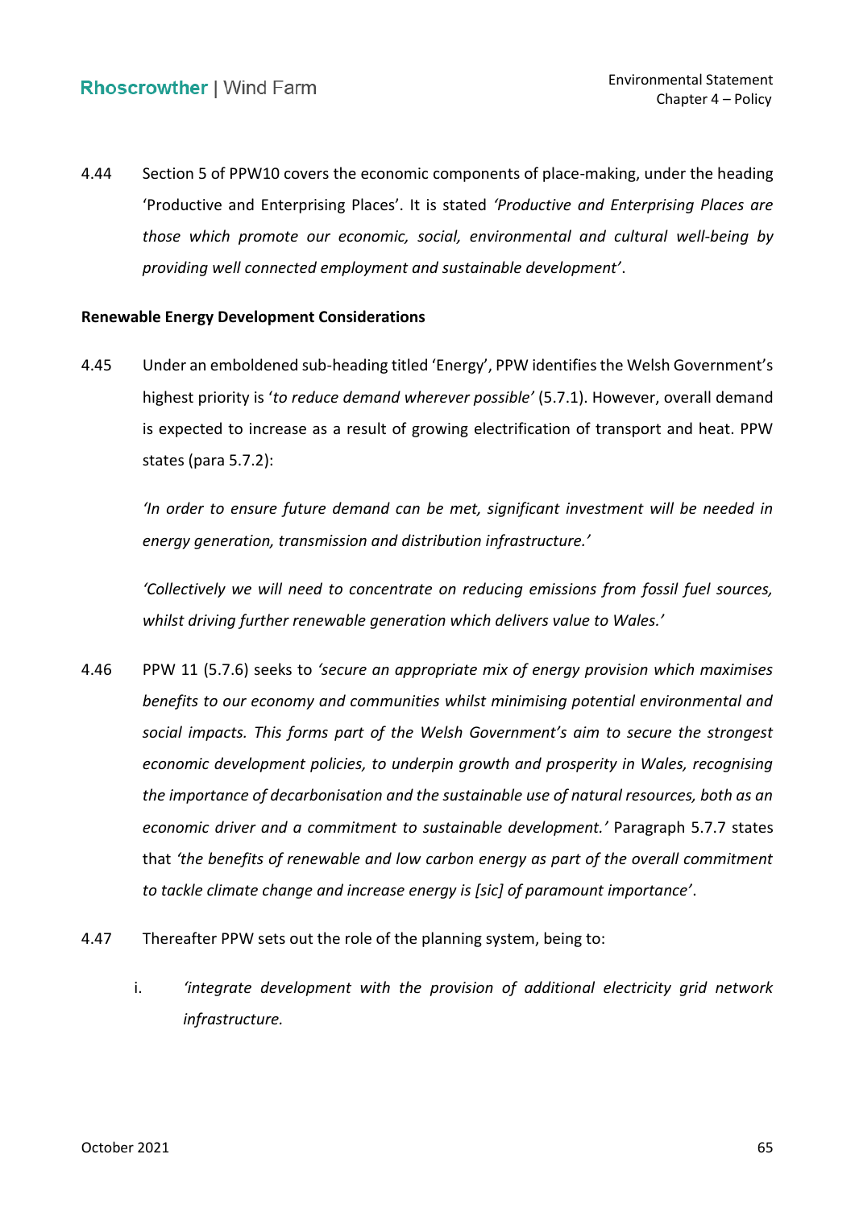4.44 Section 5 of PPW10 covers the economic components of place-making, under the heading 'Productive and Enterprising Places'. It is stated *'Productive and Enterprising Places are those which promote our economic, social, environmental and cultural well-being by providing well connected employment and sustainable development'*.

**Renewable Energy Development Considerations**

4.45 Under an emboldened sub-heading titled 'Energy', PPW identifies the Welsh Government's highest priority is '*to reduce demand wherever possible*' (5.7.1). However, overall demand is expected to increase as a result of growing electrification of transport and heat. PPW states (para 5.7.2):

*'In order to ensure future demand can be met, significant investment will be needed in energy generation, transmission and distribution infrastructure.'*

*'Collectively we will need to concentrate on reducing emissions from fossil fuel sources, whilst driving further renewable generation which delivers value to Wales.'*

4.46 PPW 11 (5.7.6) seeks to *'secure an appropriate mix of energy provision which maximises benefits to our economy and communities whilst minimising potential environmental and social impacts. This forms part of the Welsh Government's aim to secure the strongest economic development policies, to underpin growth and prosperity in Wales, recognising the importance of decarbonisation and the sustainable use of natural resources, both as an economic driver and a commitment to sustainable development.'* Paragraph 5.7.7 states that *'the benefits of renewable and low carbon energy as part of the overall commitment to tackle climate change and increase energy is [sic] of paramount importance'*.

4.47 Thereafter PPW sets out the role of the planning system, being to:

i. *'integrate development with the provision of additional electricity grid network infrastructure.*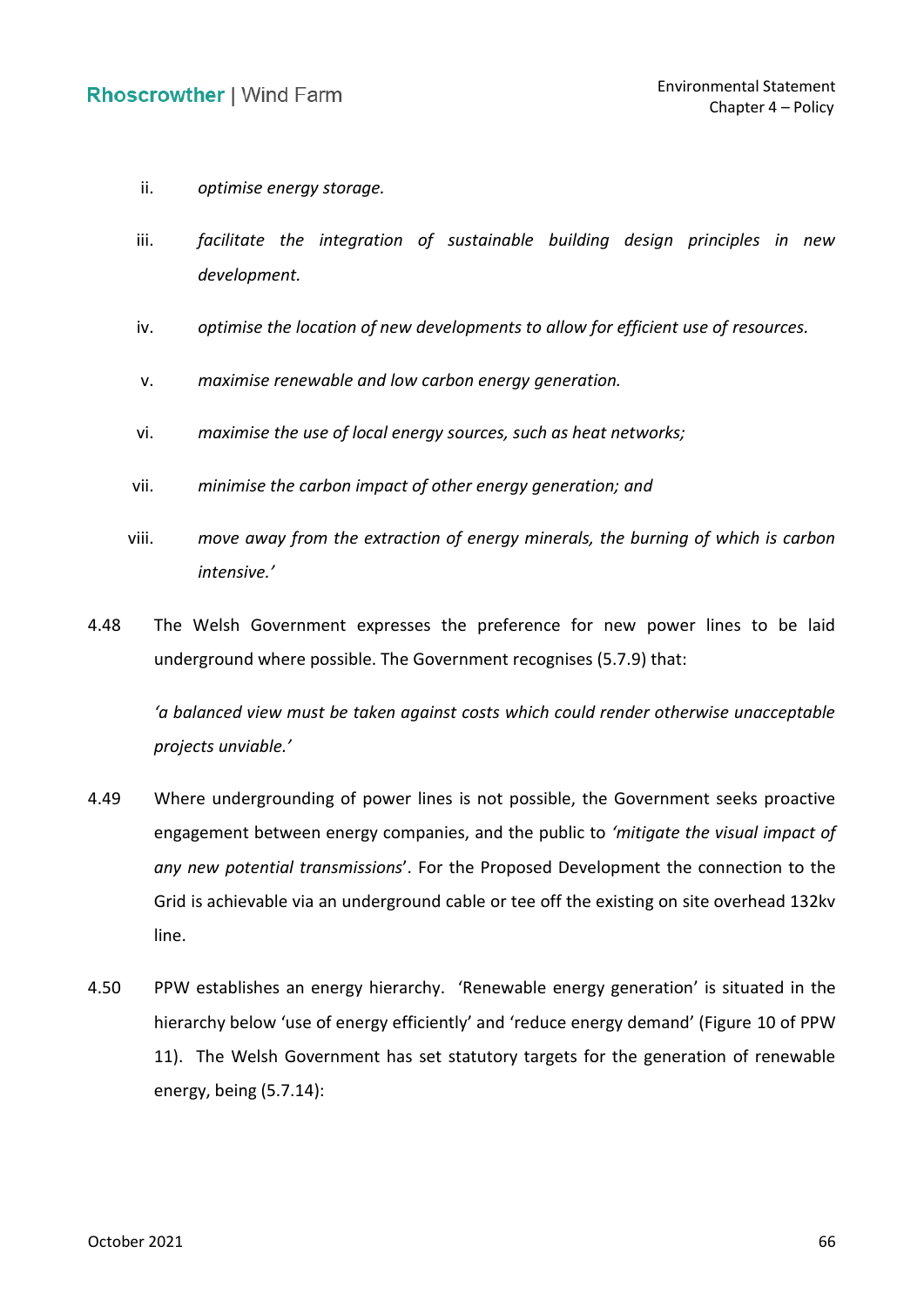ii. *optimise energy storage.*

iii. *facilitate the integration of sustainable building design principles in new development.*

iv. *optimise the location of new developments to allow for efficient use of resources.*

v. *maximise renewable and low carbon energy generation.*

vi. *maximise the use of local energy sources, such as heat networks;*

vii. *minimise the carbon impact of other energy generation; and*

viii. *move away from the extraction of energy minerals, the burning of which is carbon intensive.'*

4.48 The Welsh Government expresses the preference for new power lines to be laid underground where possible. The Government recognises (5.7.9) that:

*'a balanced view must be taken against costs which could render otherwise unacceptable projects unviable.'*

4.49 Where undergrounding of power lines is not possible, the Government seeks proactive engagement between energy companies, and the public to *'mitigate the visual impact of any new potential transmissions*'. For the Proposed Development the connection to the Grid is achievable via an underground cable or tee off the existing on site overhead 132kv line.

4.50 PPW establishes an energy hierarchy. 'Renewable energy generation' is situated in the hierarchy below 'use of energy efficiently' and 'reduce energy demand' (Figure 10 of PPW 11). The Welsh Government has set statutory targets for the generation of renewable energy, being (5.7.14):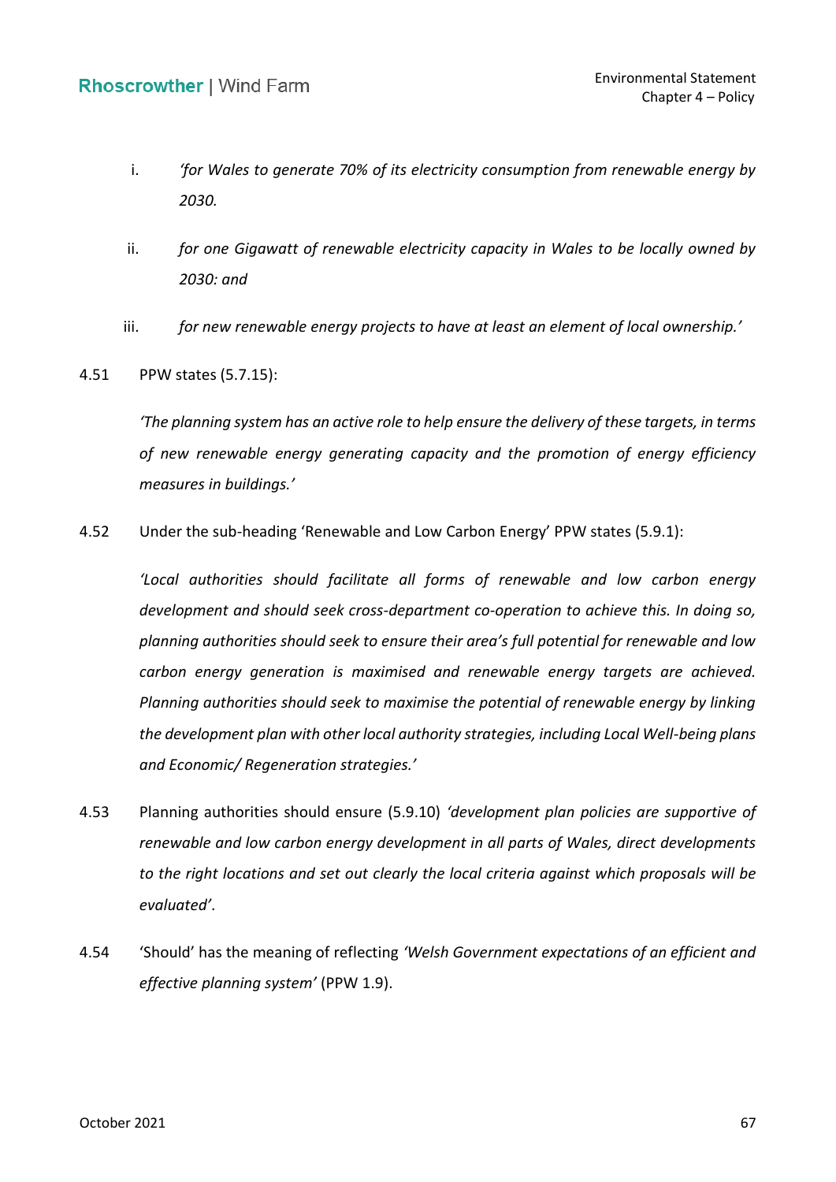i. *'for Wales to generate 70% of its electricity consumption from renewable energy by 2030.*

ii. *for one Gigawatt of renewable electricity capacity in Wales to be locally owned by 2030: and*

iii. *for new renewable energy projects to have at least an element of local ownership.'*

4.51 PPW states (5.7.15):

*'The planning system has an active role to help ensure the delivery of these targets, in terms of new renewable energy generating capacity and the promotion of energy efficiency measures in buildings.'*

4.52 Under the sub-heading 'Renewable and Low Carbon Energy' PPW states (5.9.1):

*'Local authorities should facilitate all forms of renewable and low carbon energy development and should seek cross-department co-operation to achieve this. In doing so, planning authorities should seek to ensure their area's full potential for renewable and low carbon energy generation is maximised and renewable energy targets are achieved. Planning authorities should seek to maximise the potential of renewable energy by linking the development plan with other local authority strategies, including Local Well-being plans and Economic/ Regeneration strategies.'*

4.53 Planning authorities should ensure (5.9.10) *'development plan policies are supportive of renewable and low carbon energy development in all parts of Wales, direct developments to the right locations and set out clearly the local criteria against which proposals will be evaluated'*.

4.54 'Should' has the meaning of reflecting *'Welsh Government expectations of an efficient and effective planning system'* (PPW 1.9).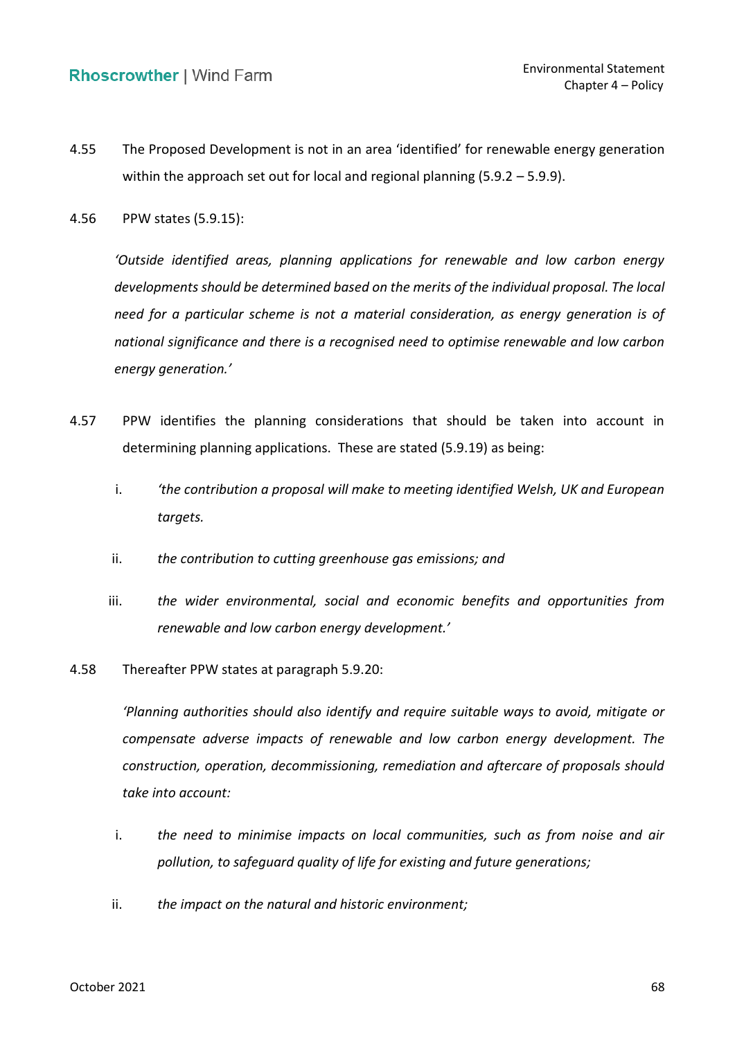4.55 The Proposed Development is not in an area 'identified' for renewable energy generation within the approach set out for local and regional planning (5.9.2 – 5.9.9).

4.56 PPW states (5.9.15):

> *'Outside identified areas, planning applications for renewable and low carbon energy developments should be determined based on the merits of the individual proposal. The local need for a particular scheme is not a material consideration, as energy generation is of national significance and there is a recognised need to optimise renewable and low carbon energy generation.'*

4.57 PPW identifies the planning considerations that should be taken into account in determining planning applications. These are stated (5.9.19) as being:

i. *'the contribution a proposal will make to meeting identified Welsh, UK and European targets.*

ii. *the contribution to cutting greenhouse gas emissions; and*

iii. *the wider environmental, social and economic benefits and opportunities from renewable and low carbon energy development.'*

4.58 Thereafter PPW states at paragraph 5.9.20:

> *'Planning authorities should also identify and require suitable ways to avoid, mitigate or compensate adverse impacts of renewable and low carbon energy development. The construction, operation, decommissioning, remediation and aftercare of proposals should take into account:*

i. *the need to minimise impacts on local communities, such as from noise and air pollution, to safeguard quality of life for existing and future generations;*

ii. *the impact on the natural and historic environment;*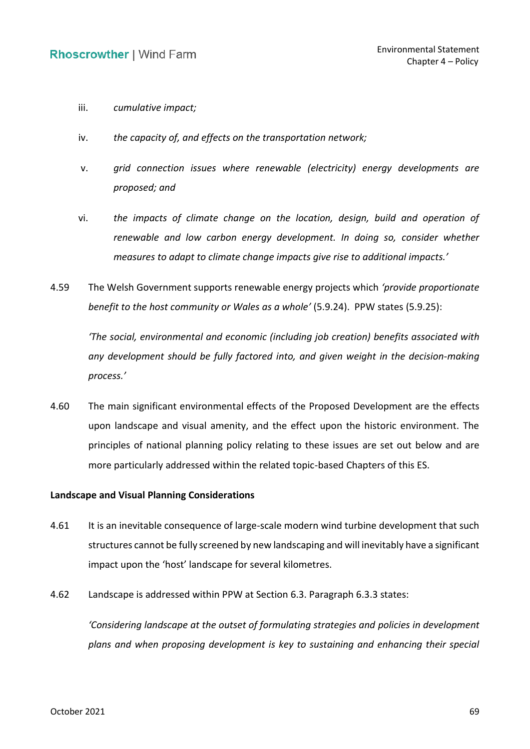iii. *cumulative impact;*

iv. *the capacity of, and effects on the transportation network;*

v. *grid connection issues where renewable (electricity) energy developments are proposed; and*

vi. *the impacts of climate change on the location, design, build and operation of renewable and low carbon energy development. In doing so, consider whether measures to adapt to climate change impacts give rise to additional impacts.'*

4.59 The Welsh Government supports renewable energy projects which *'provide proportionate benefit to the host community or Wales as a whole'* (5.9.24). PPW states (5.9.25):

*'The social, environmental and economic (including job creation) benefits associated with any development should be fully factored into, and given weight in the decision-making process.'*

4.60 The main significant environmental effects of the Proposed Development are the effects upon landscape and visual amenity, and the effect upon the historic environment. The principles of national planning policy relating to these issues are set out below and are more particularly addressed within the related topic-based Chapters of this ES.

**Landscape and Visual Planning Considerations**

4.61 It is an inevitable consequence of large-scale modern wind turbine development that such structures cannot be fully screened by new landscaping and will inevitably have a significant impact upon the 'host' landscape for several kilometres.

4.62 Landscape is addressed within PPW at Section 6.3. Paragraph 6.3.3 states:

*'Considering landscape at the outset of formulating strategies and policies in development plans and when proposing development is key to sustaining and enhancing their special*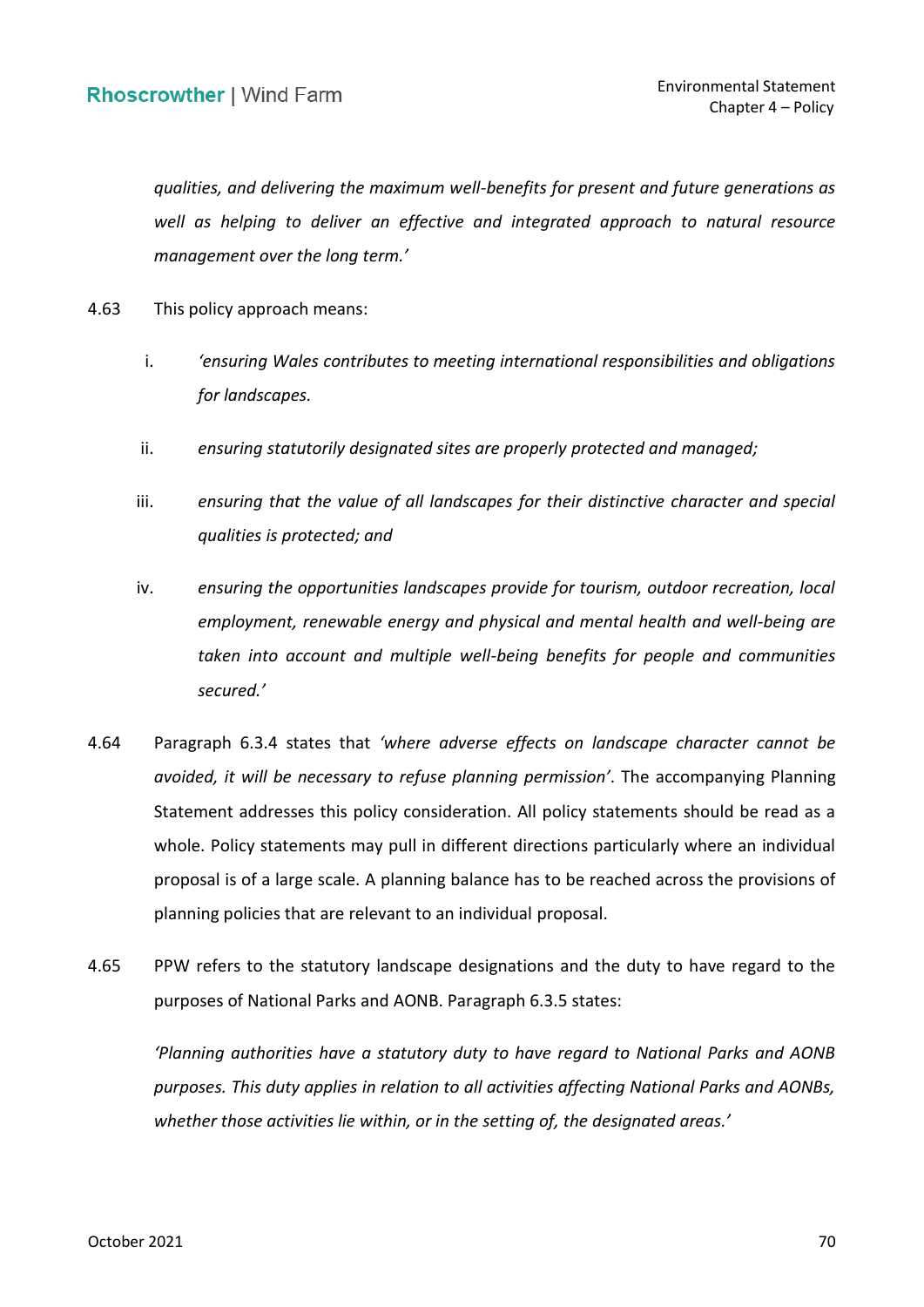*qualities, and delivering the maximum well-benefits for present and future generations as well as helping to deliver an effective and integrated approach to natural resource management over the long term.'*

4.63 This policy approach means:

i. *'ensuring Wales contributes to meeting international responsibilities and obligations for landscapes.*

ii. *ensuring statutorily designated sites are properly protected and managed;*

iii. *ensuring that the value of all landscapes for their distinctive character and special qualities is protected; and*

iv. *ensuring the opportunities landscapes provide for tourism, outdoor recreation, local employment, renewable energy and physical and mental health and well-being are taken into account and multiple well-being benefits for people and communities secured.'*

4.64 Paragraph 6.3.4 states that *'where adverse effects on landscape character cannot be avoided, it will be necessary to refuse planning permission'*. The accompanying Planning Statement addresses this policy consideration. All policy statements should be read as a whole. Policy statements may pull in different directions particularly where an individual proposal is of a large scale. A planning balance has to be reached across the provisions of planning policies that are relevant to an individual proposal.

4.65 PPW refers to the statutory landscape designations and the duty to have regard to the purposes of National Parks and AONB. Paragraph 6.3.5 states:

*'Planning authorities have a statutory duty to have regard to National Parks and AONB purposes. This duty applies in relation to all activities affecting National Parks and AONBs, whether those activities lie within, or in the setting of, the designated areas.'*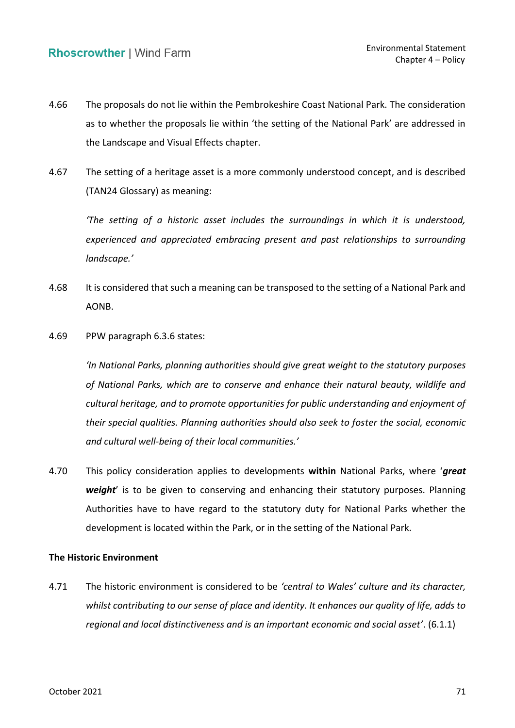4.66 The proposals do not lie within the Pembrokeshire Coast National Park. The consideration as to whether the proposals lie within 'the setting of the National Park' are addressed in the Landscape and Visual Effects chapter.

4.67 The setting of a heritage asset is a more commonly understood concept, and is described (TAN24 Glossary) as meaning:

*'The setting of a historic asset includes the surroundings in which it is understood, experienced and appreciated embracing present and past relationships to surrounding landscape.'*

4.68 It is considered that such a meaning can be transposed to the setting of a National Park and AONB.

4.69 PPW paragraph 6.3.6 states:

*'In National Parks, planning authorities should give great weight to the statutory purposes of National Parks, which are to conserve and enhance their natural beauty, wildlife and cultural heritage, and to promote opportunities for public understanding and enjoyment of their special qualities. Planning authorities should also seek to foster the social, economic and cultural well-being of their local communities.'*

4.70 This policy consideration applies to developments **within** National Parks, where '***great weight***' is to be given to conserving and enhancing their statutory purposes. Planning Authorities have to have regard to the statutory duty for National Parks whether the development is located within the Park, or in the setting of the National Park.

**The Historic Environment**

4.71 The historic environment is considered to be *'central to Wales' culture and its character, whilst contributing to our sense of place and identity. It enhances our quality of life, adds to regional and local distinctiveness and is an important economic and social asset'*. (6.1.1)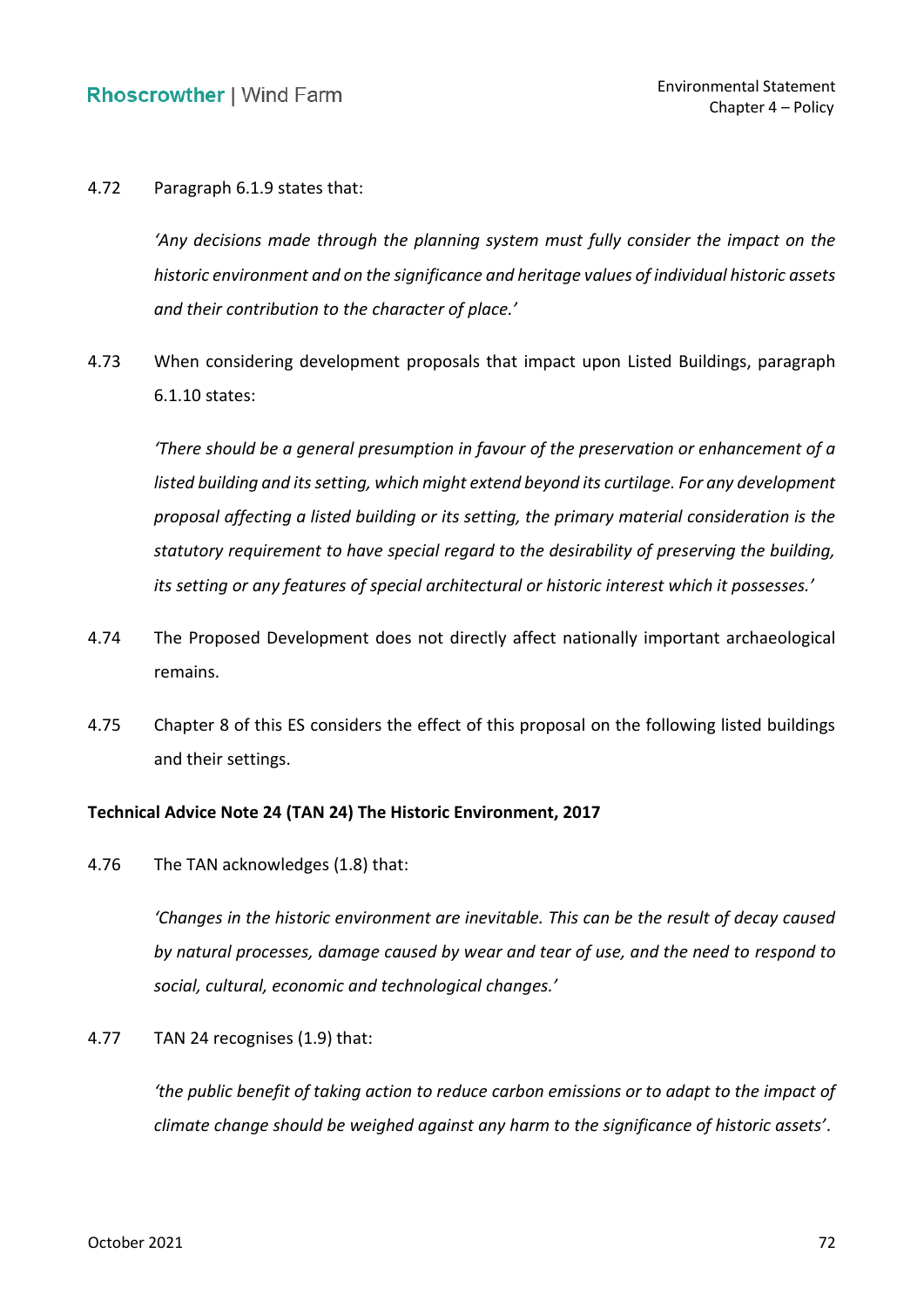4.72 Paragraph 6.1.9 states that:

*'Any decisions made through the planning system must fully consider the impact on the historic environment and on the significance and heritage values of individual historic assets and their contribution to the character of place.'*

4.73 When considering development proposals that impact upon Listed Buildings, paragraph 6.1.10 states:

*'There should be a general presumption in favour of the preservation or enhancement of a listed building and its setting, which might extend beyond its curtilage. For any development proposal affecting a listed building or its setting, the primary material consideration is the statutory requirement to have special regard to the desirability of preserving the building, its setting or any features of special architectural or historic interest which it possesses.'*

4.74 The Proposed Development does not directly affect nationally important archaeological remains.

4.75 Chapter 8 of this ES considers the effect of this proposal on the following listed buildings and their settings.

**Technical Advice Note 24 (TAN 24) The Historic Environment, 2017**

4.76 The TAN acknowledges (1.8) that:

*'Changes in the historic environment are inevitable. This can be the result of decay caused by natural processes, damage caused by wear and tear of use, and the need to respond to social, cultural, economic and technological changes.'*

4.77 TAN 24 recognises (1.9) that:

*'the public benefit of taking action to reduce carbon emissions or to adapt to the impact of climate change should be weighed against any harm to the significance of historic assets'*.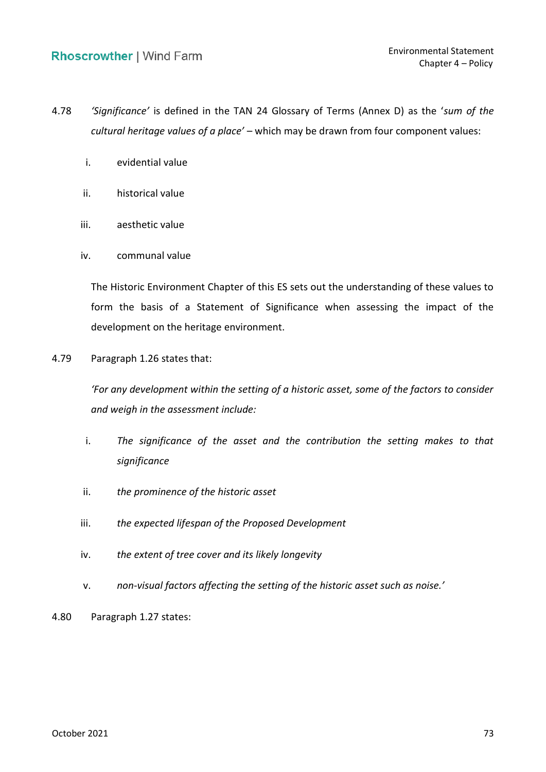4.78 *'Significance'* is defined in the TAN 24 Glossary of Terms (Annex D) as the '*sum of the cultural heritage values of a place'* – which may be drawn from four component values:

i. evidential value

ii. historical value

iii. aesthetic value

iv. communal value

The Historic Environment Chapter of this ES sets out the understanding of these values to form the basis of a Statement of Significance when assessing the impact of the development on the heritage environment.

4.79 Paragraph 1.26 states that:

*'For any development within the setting of a historic asset, some of the factors to consider and weigh in the assessment include:*

i. *The significance of the asset and the contribution the setting makes to that significance*

ii. *the prominence of the historic asset*

iii. *the expected lifespan of the Proposed Development*

iv. *the extent of tree cover and its likely longevity*

v. *non-visual factors affecting the setting of the historic asset such as noise.'*

4.80 Paragraph 1.27 states: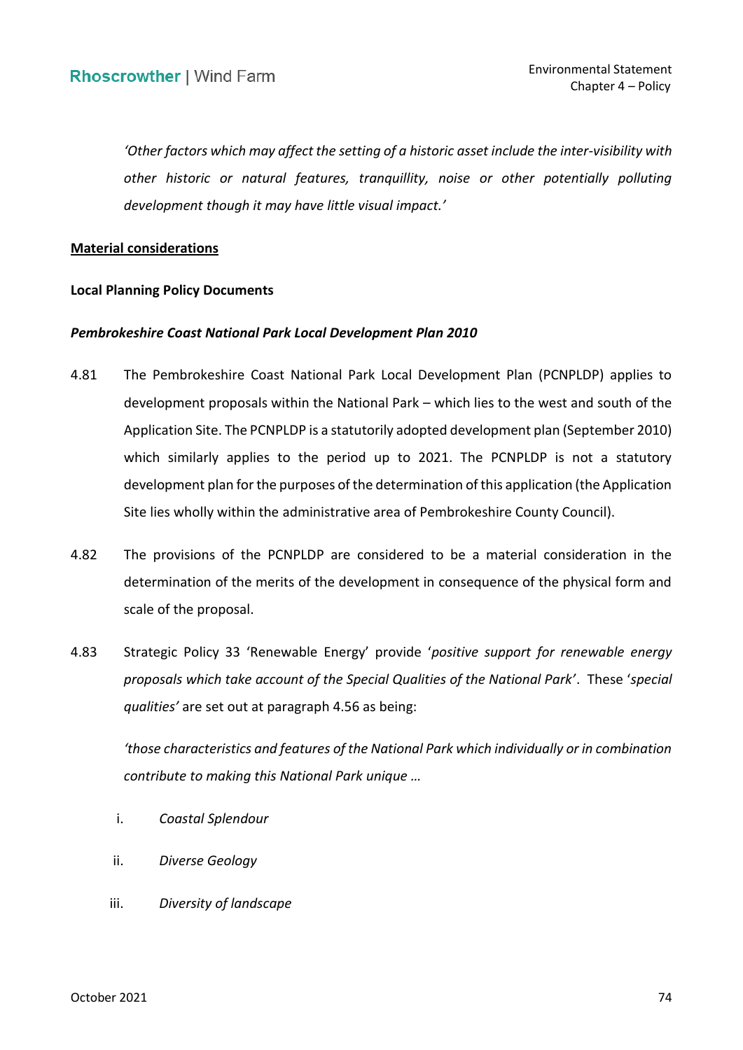*'Other factors which may affect the setting of a historic asset include the inter-visibility with other historic or natural features, tranquillity, noise or other potentially polluting development though it may have little visual impact.'*

<u>**Material considerations**</u>

**Local Planning Policy Documents**

***Pembrokeshire Coast National Park Local Development Plan 2010***

4.81 The Pembrokeshire Coast National Park Local Development Plan (PCNPLDP) applies to development proposals within the National Park – which lies to the west and south of the Application Site. The PCNPLDP is a statutorily adopted development plan (September 2010) which similarly applies to the period up to 2021. The PCNPLDP is not a statutory development plan for the purposes of the determination of this application (the Application Site lies wholly within the administrative area of Pembrokeshire County Council).

4.82 The provisions of the PCNPLDP are considered to be a material consideration in the determination of the merits of the development in consequence of the physical form and scale of the proposal.

4.83 Strategic Policy 33 'Renewable Energy' provide '*positive support for renewable energy proposals which take account of the Special Qualities of the National Park'*. These '*special qualities'* are set out at paragraph 4.56 as being:

*'those characteristics and features of the National Park which individually or in combination contribute to making this National Park unique …*

i. *Coastal Splendour*

ii. *Diverse Geology*

iii. *Diversity of landscape*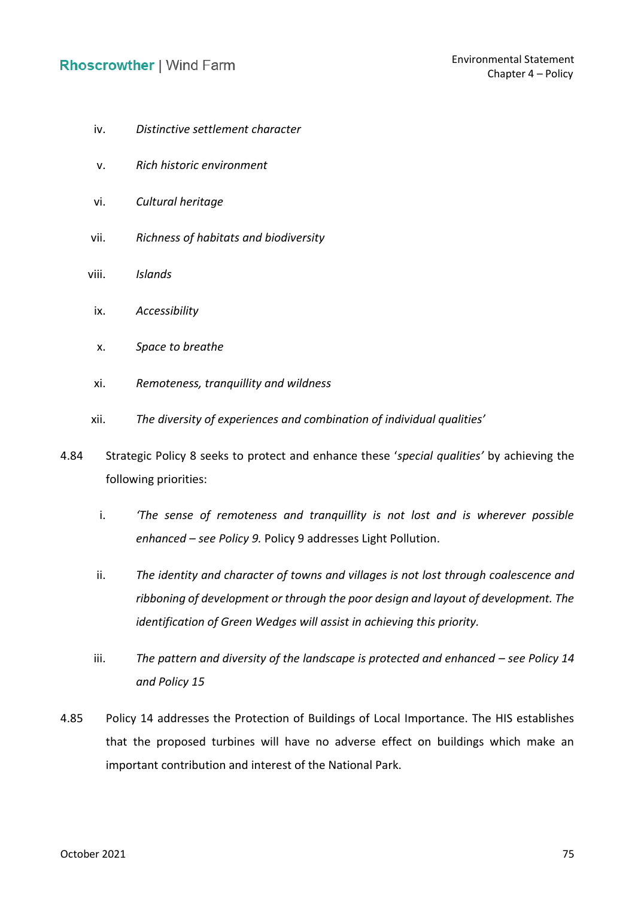iv. *Distinctive settlement character*

v. *Rich historic environment*

vi. *Cultural heritage*

vii. *Richness of habitats and biodiversity*

viii. *Islands*

ix. *Accessibility*

x. *Space to breathe*

xi. *Remoteness, tranquillity and wildness*

xii. *The diversity of experiences and combination of individual qualities'*

4.84 Strategic Policy 8 seeks to protect and enhance these '*special qualities*' by achieving the following priorities:

i. *'The sense of remoteness and tranquillity is not lost and is wherever possible enhanced – see Policy 9.* Policy 9 addresses Light Pollution.

ii. *The identity and character of towns and villages is not lost through coalescence and ribboning of development or through the poor design and layout of development. The identification of Green Wedges will assist in achieving this priority.*

iii. *The pattern and diversity of the landscape is protected and enhanced – see Policy 14 and Policy 15*

4.85 Policy 14 addresses the Protection of Buildings of Local Importance. The HIS establishes that the proposed turbines will have no adverse effect on buildings which make an important contribution and interest of the National Park.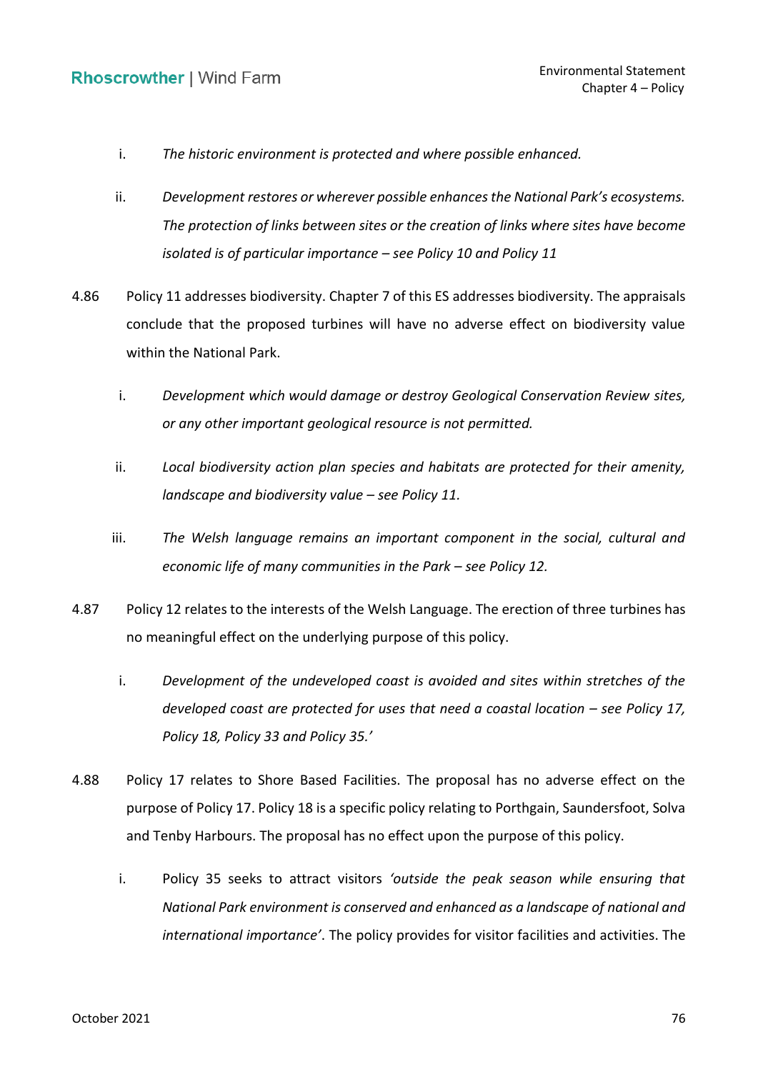i. *The historic environment is protected and where possible enhanced.*

ii. *Development restores or wherever possible enhances the National Park's ecosystems. The protection of links between sites or the creation of links where sites have become isolated is of particular importance – see Policy 10 and Policy 11*

4.86 Policy 11 addresses biodiversity. Chapter 7 of this ES addresses biodiversity. The appraisals conclude that the proposed turbines will have no adverse effect on biodiversity value within the National Park.

i. *Development which would damage or destroy Geological Conservation Review sites, or any other important geological resource is not permitted.*

ii. *Local biodiversity action plan species and habitats are protected for their amenity, landscape and biodiversity value – see Policy 11.*

iii. *The Welsh language remains an important component in the social, cultural and economic life of many communities in the Park – see Policy 12.*

4.87 Policy 12 relates to the interests of the Welsh Language. The erection of three turbines has no meaningful effect on the underlying purpose of this policy.

i. *Development of the undeveloped coast is avoided and sites within stretches of the developed coast are protected for uses that need a coastal location – see Policy 17, Policy 18, Policy 33 and Policy 35.'*

4.88 Policy 17 relates to Shore Based Facilities. The proposal has no adverse effect on the purpose of Policy 17. Policy 18 is a specific policy relating to Porthgain, Saundersfoot, Solva and Tenby Harbours. The proposal has no effect upon the purpose of this policy.

i. Policy 35 seeks to attract visitors *'outside the peak season while ensuring that National Park environment is conserved and enhanced as a landscape of national and international importance'*. The policy provides for visitor facilities and activities. The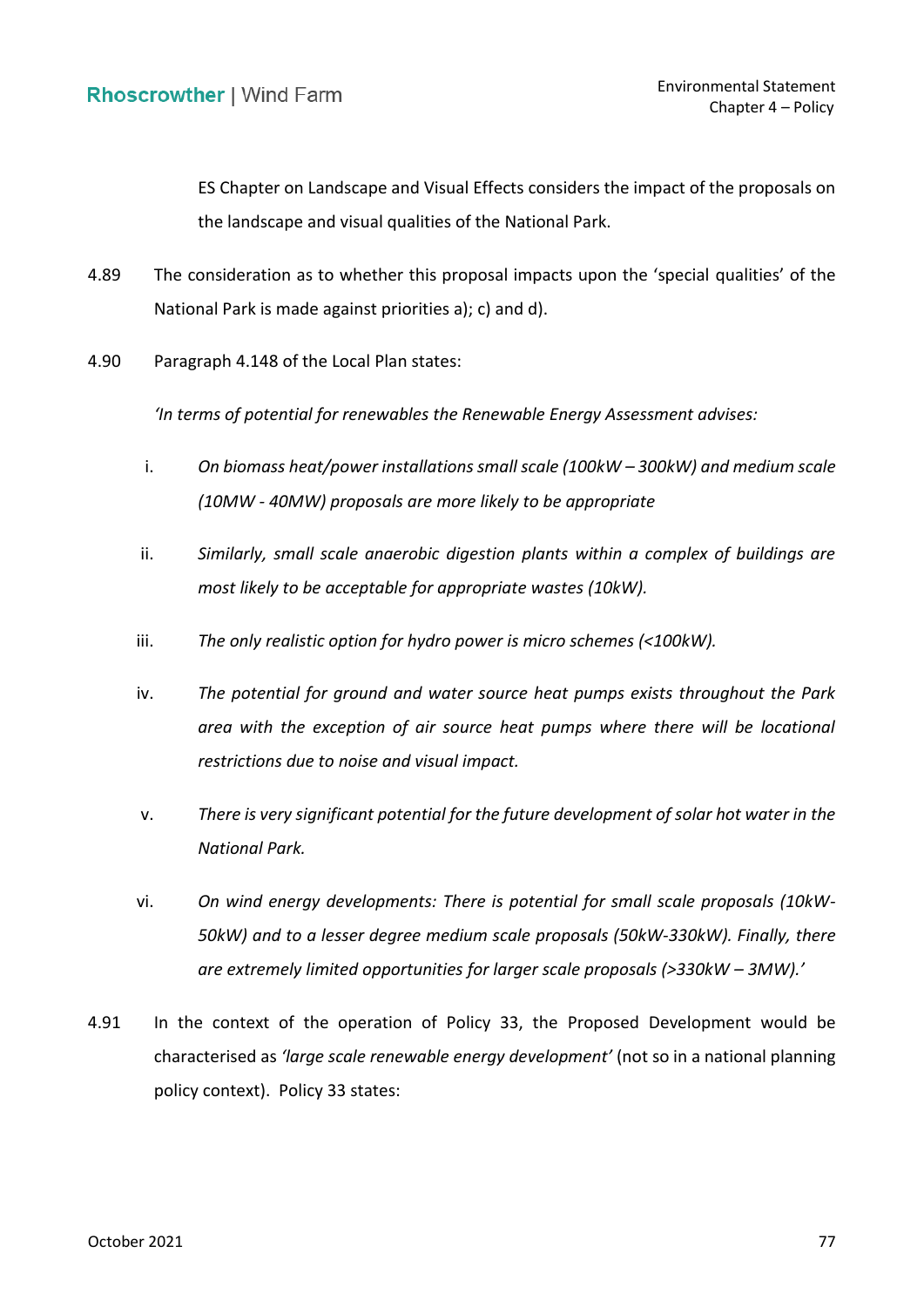ES Chapter on Landscape and Visual Effects considers the impact of the proposals on the landscape and visual qualities of the National Park.

4.89 The consideration as to whether this proposal impacts upon the 'special qualities' of the National Park is made against priorities a); c) and d).

4.90 Paragraph 4.148 of the Local Plan states:

*'In terms of potential for renewables the Renewable Energy Assessment advises:*

i. *On biomass heat/power installations small scale (100kW – 300kW) and medium scale (10MW - 40MW) proposals are more likely to be appropriate*

ii. *Similarly, small scale anaerobic digestion plants within a complex of buildings are most likely to be acceptable for appropriate wastes (10kW).*

iii. *The only realistic option for hydro power is micro schemes (<100kW).*

iv. *The potential for ground and water source heat pumps exists throughout the Park area with the exception of air source heat pumps where there will be locational restrictions due to noise and visual impact.*

v. *There is very significant potential for the future development of solar hot water in the National Park.*

vi. *On wind energy developments: There is potential for small scale proposals (10kW-50kW) and to a lesser degree medium scale proposals (50kW-330kW). Finally, there are extremely limited opportunities for larger scale proposals (>330kW – 3MW).'*

4.91 In the context of the operation of Policy 33, the Proposed Development would be characterised as *'large scale renewable energy development'* (not so in a national planning policy context). Policy 33 states: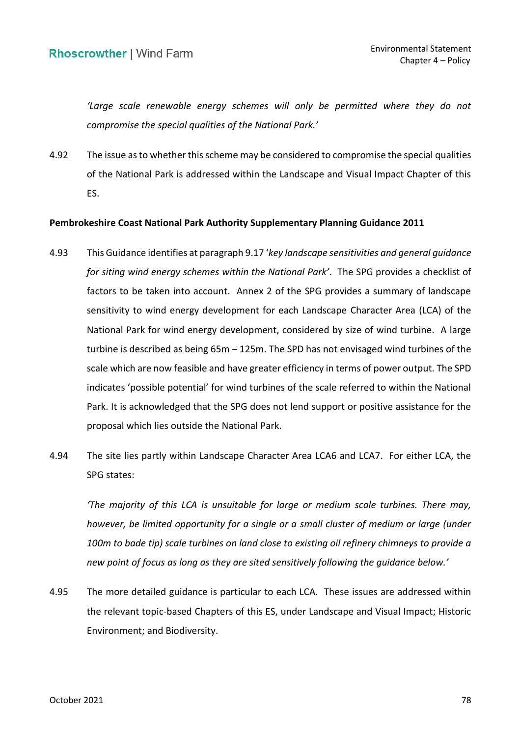*'Large scale renewable energy schemes will only be permitted where they do not compromise the special qualities of the National Park.'*

4.92 The issue as to whether this scheme may be considered to compromise the special qualities of the National Park is addressed within the Landscape and Visual Impact Chapter of this ES.

**Pembrokeshire Coast National Park Authority Supplementary Planning Guidance 2011**

4.93 This Guidance identifies at paragraph 9.17 '*key landscape sensitivities and general guidance for siting wind energy schemes within the National Park'*. The SPG provides a checklist of factors to be taken into account. Annex 2 of the SPG provides a summary of landscape sensitivity to wind energy development for each Landscape Character Area (LCA) of the National Park for wind energy development, considered by size of wind turbine. A large turbine is described as being 65m – 125m. The SPD has not envisaged wind turbines of the scale which are now feasible and have greater efficiency in terms of power output. The SPD indicates 'possible potential' for wind turbines of the scale referred to within the National Park. It is acknowledged that the SPG does not lend support or positive assistance for the proposal which lies outside the National Park.

4.94 The site lies partly within Landscape Character Area LCA6 and LCA7. For either LCA, the SPG states:

*'The majority of this LCA is unsuitable for large or medium scale turbines. There may, however, be limited opportunity for a single or a small cluster of medium or large (under 100m to bade tip) scale turbines on land close to existing oil refinery chimneys to provide a new point of focus as long as they are sited sensitively following the guidance below.'*

4.95 The more detailed guidance is particular to each LCA. These issues are addressed within the relevant topic-based Chapters of this ES, under Landscape and Visual Impact; Historic Environment; and Biodiversity.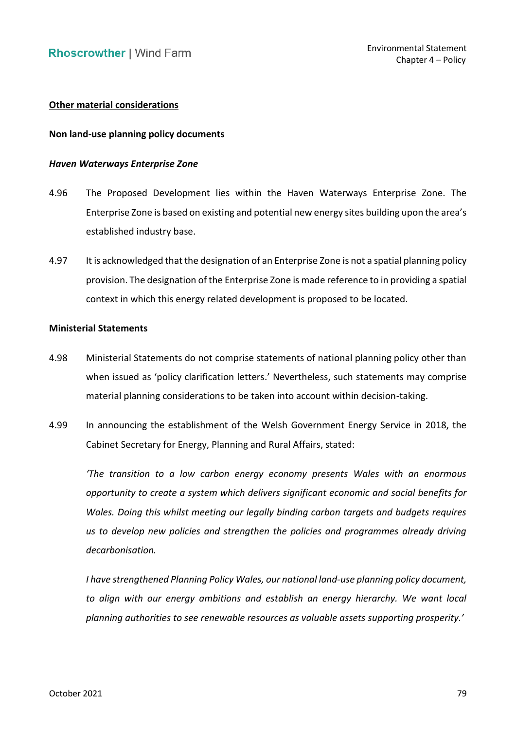**Other material considerations**

**Non land-use planning policy documents**

***Haven Waterways Enterprise Zone***

4.96 The Proposed Development lies within the Haven Waterways Enterprise Zone. The Enterprise Zone is based on existing and potential new energy sites building upon the area's established industry base.

4.97 It is acknowledged that the designation of an Enterprise Zone is not a spatial planning policy provision. The designation of the Enterprise Zone is made reference to in providing a spatial context in which this energy related development is proposed to be located.

**Ministerial Statements**

4.98 Ministerial Statements do not comprise statements of national planning policy other than when issued as 'policy clarification letters.' Nevertheless, such statements may comprise material planning considerations to be taken into account within decision-taking.

4.99 In announcing the establishment of the Welsh Government Energy Service in 2018, the Cabinet Secretary for Energy, Planning and Rural Affairs, stated:

*'The transition to a low carbon energy economy presents Wales with an enormous opportunity to create a system which delivers significant economic and social benefits for Wales. Doing this whilst meeting our legally binding carbon targets and budgets requires us to develop new policies and strengthen the policies and programmes already driving decarbonisation.*

*I have strengthened Planning Policy Wales, our national land-use planning policy document, to align with our energy ambitions and establish an energy hierarchy. We want local planning authorities to see renewable resources as valuable assets supporting prosperity.'*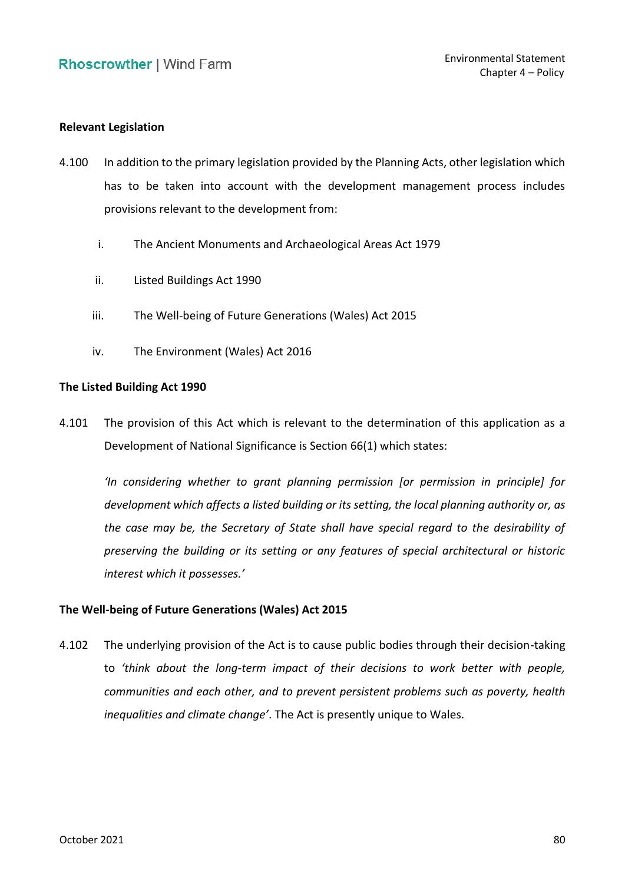**Relevant Legislation**

4.100 In addition to the primary legislation provided by the Planning Acts, other legislation which has to be taken into account with the development management process includes provisions relevant to the development from:

i. The Ancient Monuments and Archaeological Areas Act 1979

ii. Listed Buildings Act 1990

iii. The Well-being of Future Generations (Wales) Act 2015

iv. The Environment (Wales) Act 2016

**The Listed Building Act 1990**

4.101 The provision of this Act which is relevant to the determination of this application as a Development of National Significance is Section 66(1) which states:

*'In considering whether to grant planning permission [or permission in principle] for development which affects a listed building or its setting, the local planning authority or, as the case may be, the Secretary of State shall have special regard to the desirability of preserving the building or its setting or any features of special architectural or historic interest which it possesses.'*

**The Well-being of Future Generations (Wales) Act 2015**

4.102 The underlying provision of the Act is to cause public bodies through their decision-taking to *'think about the long-term impact of their decisions to work better with people, communities and each other, and to prevent persistent problems such as poverty, health inequalities and climate change'*. The Act is presently unique to Wales.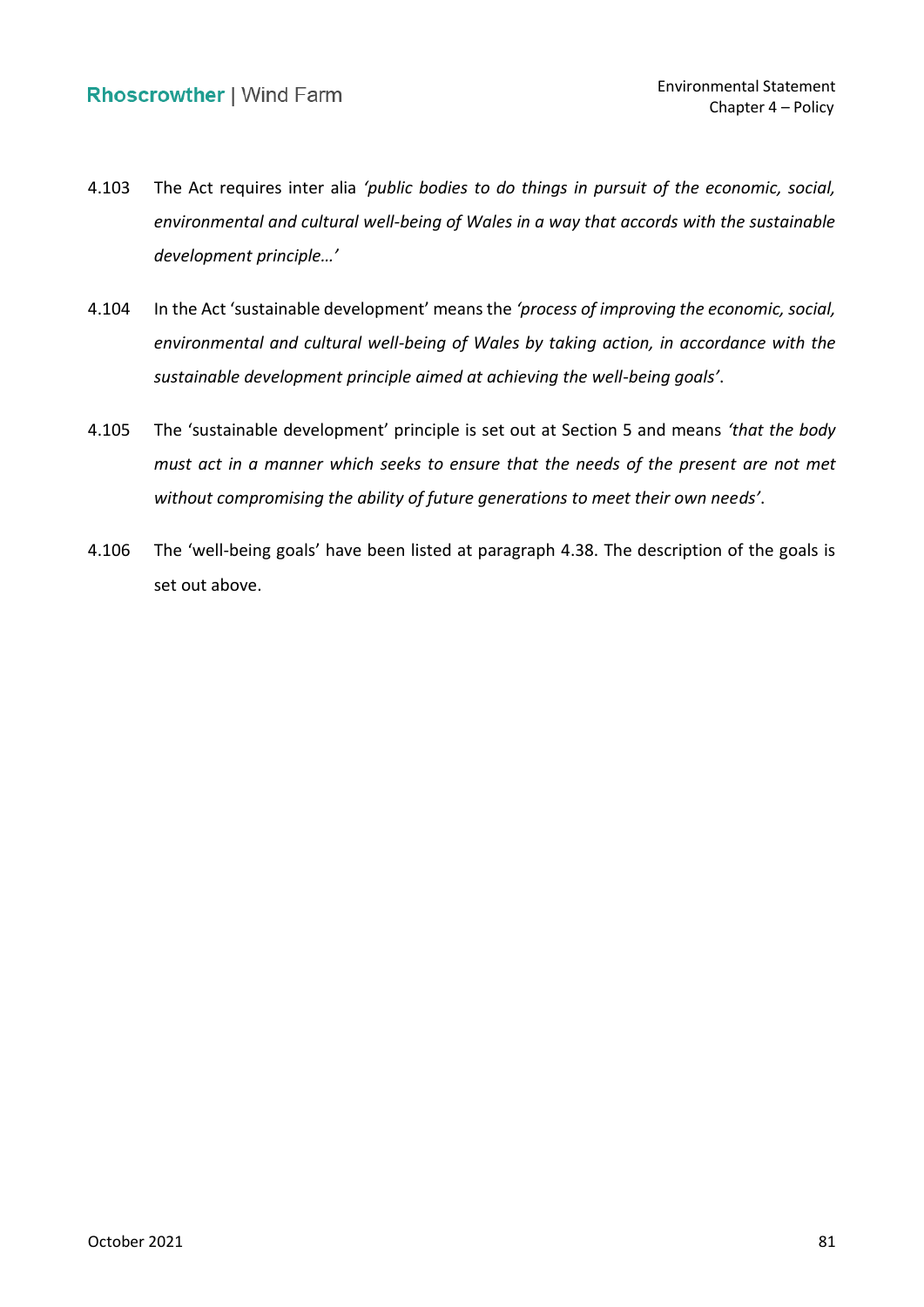4.103 The Act requires inter alia *'public bodies to do things in pursuit of the economic, social, environmental and cultural well-being of Wales in a way that accords with the sustainable development principle…'*

4.104 In the Act 'sustainable development' means the *'process of improving the economic, social, environmental and cultural well-being of Wales by taking action, in accordance with the sustainable development principle aimed at achieving the well-being goals'*.

4.105 The 'sustainable development' principle is set out at Section 5 and means *'that the body must act in a manner which seeks to ensure that the needs of the present are not met without compromising the ability of future generations to meet their own needs'*.

4.106 The 'well-being goals' have been listed at paragraph 4.38. The description of the goals is set out above.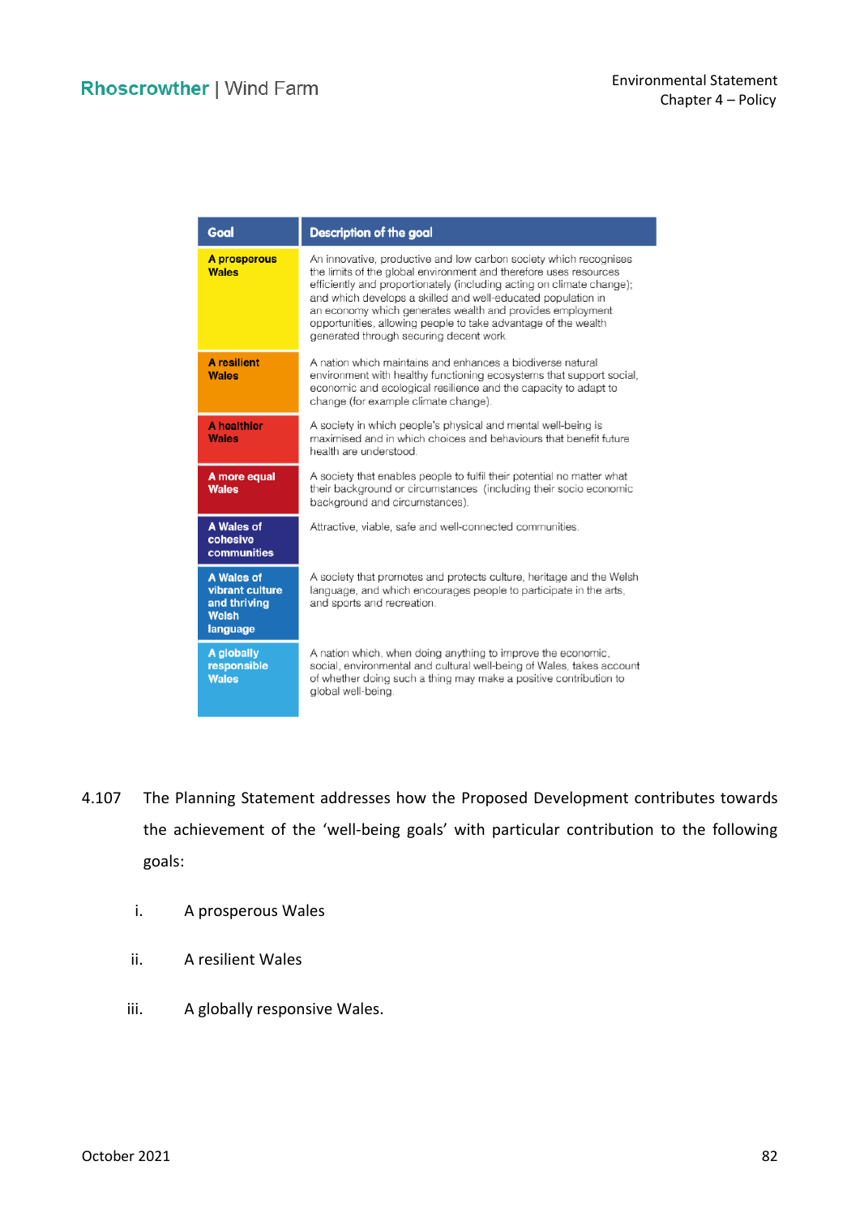| Goal | Description of the goal |
| --- | --- |
| A prosperous Wales | An innovative, productive and low carbon society which recognises the limits of the global environment and therefore uses resources efficiently and proportionately (including acting on climate change); and which develops a skilled and well-educated population in an economy which generates wealth and provides employment opportunities, allowing people to take advantage of the wealth generated through securing decent work. |
| A resilient Wales | A nation which maintains and enhances a biodiverse natural environment with healthy functioning ecosystems that support social, economic and ecological resilience and the capacity to adapt to change (for example climate change). |
| A healthier Wales | A society in which people's physical and mental well-being is maximised and in which choices and behaviours that benefit future health are understood. |
| A more equal Wales | A society that enables people to fulfil their potential no matter what their background or circumstances (including their socio economic background and circumstances). |
| A Wales of cohesive communities | Attractive, viable, safe and well-connected communities. |
| A Wales of vibrant culture and thriving Welsh language | A society that promotes and protects culture, heritage and the Welsh language, and which encourages people to participate in the arts, and sports and recreation. |
| A globally responsible Wales | A nation which, when doing anything to improve the economic, social, environmental and cultural well-being of Wales, takes account of whether doing such a thing may make a positive contribution to global well-being. |

4.107 The Planning Statement addresses how the Proposed Development contributes towards the achievement of the 'well-being goals' with particular contribution to the following goals:

i. A prosperous Wales

ii. A resilient Wales

iii. A globally responsive Wales.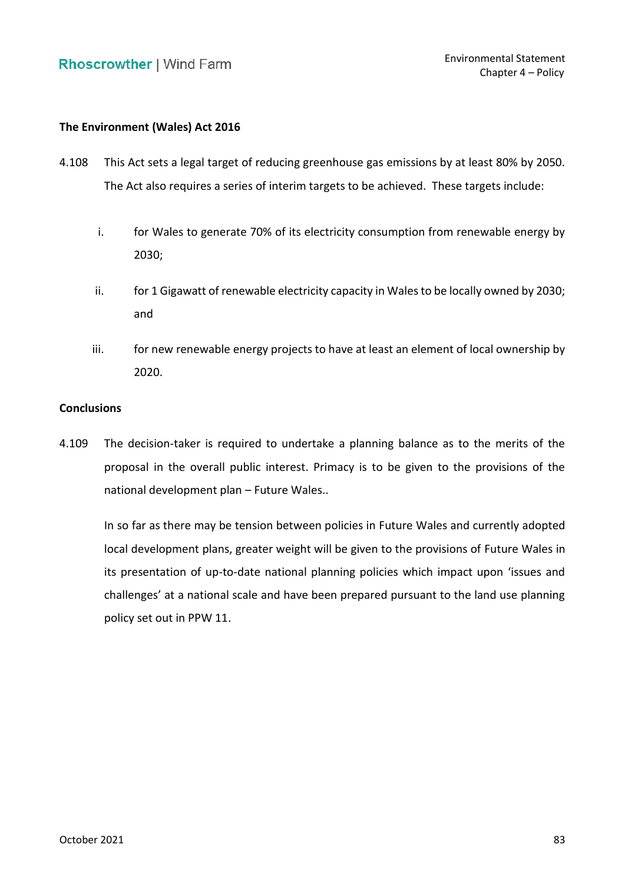**The Environment (Wales) Act 2016**

4.108 This Act sets a legal target of reducing greenhouse gas emissions by at least 80% by 2050. The Act also requires a series of interim targets to be achieved. These targets include:

i. for Wales to generate 70% of its electricity consumption from renewable energy by 2030;

ii. for 1 Gigawatt of renewable electricity capacity in Wales to be locally owned by 2030; and

iii. for new renewable energy projects to have at least an element of local ownership by 2020.

**Conclusions**

4.109 The decision-taker is required to undertake a planning balance as to the merits of the proposal in the overall public interest. Primacy is to be given to the provisions of the national development plan – Future Wales..

In so far as there may be tension between policies in Future Wales and currently adopted local development plans, greater weight will be given to the provisions of Future Wales in its presentation of up-to-date national planning policies which impact upon 'issues and challenges' at a national scale and have been prepared pursuant to the land use planning policy set out in PPW 11.